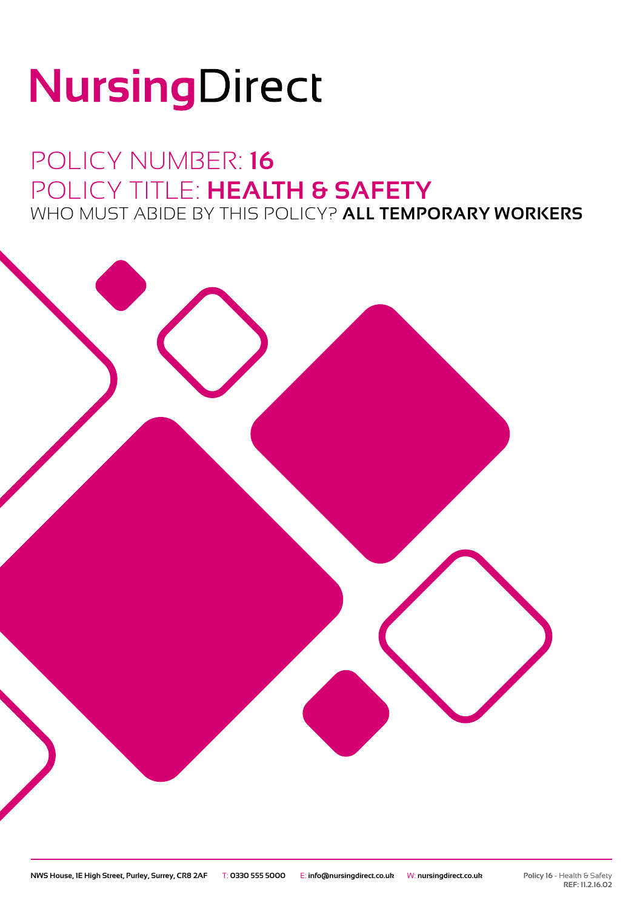# NursingDirect

## POLICY NUMBER: **16**
## POLICY TITLE: **HEALTH & SAFETY**
### WHO MUST ABIDE BY THIS POLICY? **ALL TEMPORARY WORKERS**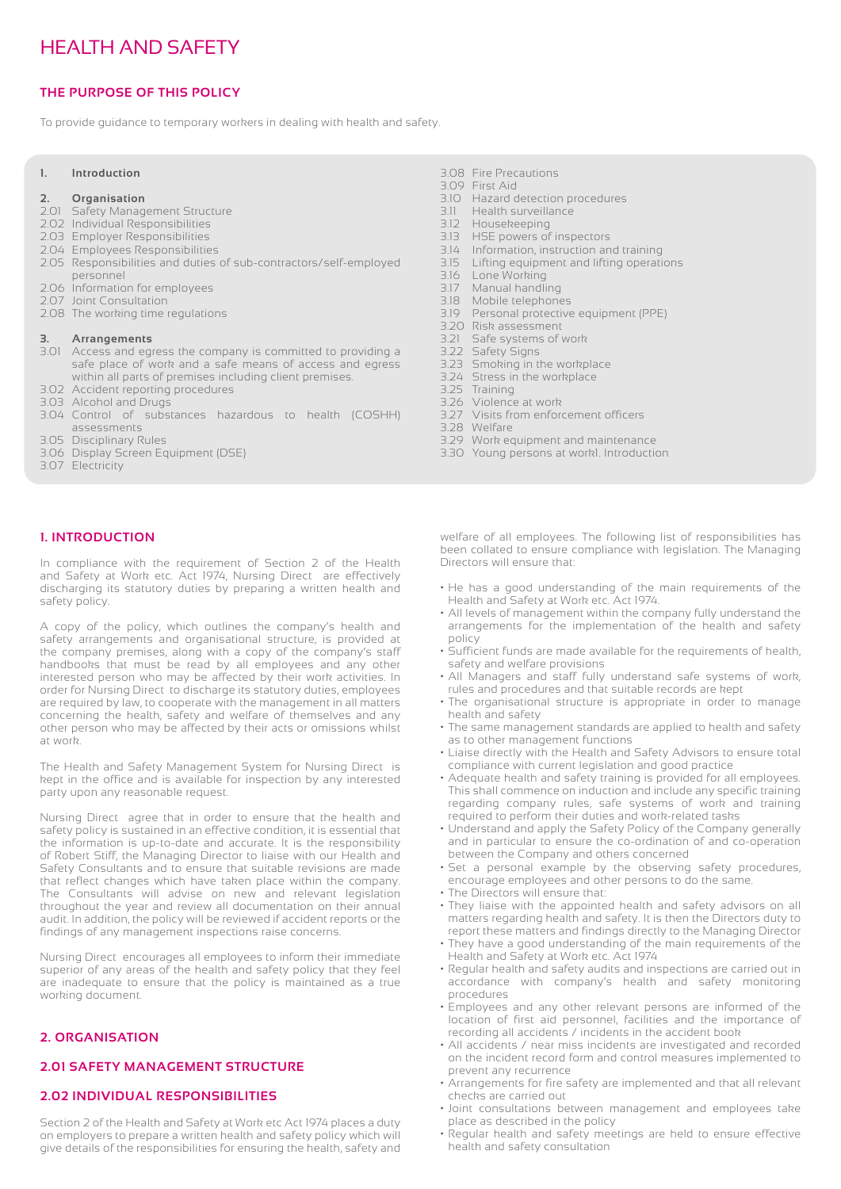# HEALTH AND SAFETY

### THE PURPOSE OF THIS POLICY

To provide guidance to temporary workers in dealing with health and safety.

**1. Introduction**

**2. Organisation**
- 2.01 Safety Management Structure
- 2.02 Individual Responsibilities
- 2.03 Employer Responsibilities
- 2.04 Employees Responsibilities
- 2.05 Responsibilities and duties of sub-contractors/self-employed personnel
- 2.06 Information for employees
- 2.07 Joint Consultation
- 2.08 The working time regulations

**3. Arrangements**
- 3.01 Access and egress the company is committed to providing a safe place of work and a safe means of access and egress within all parts of premises including client premises.
- 3.02 Accident reporting procedures
- 3.03 Alcohol and Drugs
- 3.04 Control of substances hazardous to health (COSHH) assessments
- 3.05 Disciplinary Rules
- 3.06 Display Screen Equipment (DSE)
- 3.07 Electricity
- 3.08 Fire Precautions
- 3.09 First Aid
- 3.10 Hazard detection procedures
- 3.11 Health surveillance
- 3.12 Housekeeping
- 3.13 HSE powers of inspectors
- 3.14 Information, instruction and training
- 3.15 Lifting equipment and lifting operations
- 3.16 Lone Working
- 3.17 Manual handling
- 3.18 Mobile telephones
- 3.19 Personal protective equipment (PPE)
- 3.20 Risk assessment
- 3.21 Safe systems of work
- 3.22 Safety Signs
- 3.23 Smoking in the workplace
- 3.24 Stress in the workplace
- 3.25 Training
- 3.26 Violence at work
- 3.27 Visits from enforcement officers
- 3.28 Welfare
- 3.29 Work equipment and maintenance
- 3.30 Young persons at workl. Introduction

## 1. INTRODUCTION

In compliance with the requirement of Section 2 of the Health and Safety at Work etc. Act 1974, Nursing Direct are effectively discharging its statutory duties by preparing a written health and safety policy.

A copy of the policy, which outlines the company's health and safety arrangements and organisational structure, is provided at the company premises, along with a copy of the company's staff handbooks that must be read by all employees and any other interested person who may be affected by their work activities. In order for Nursing Direct to discharge its statutory duties, employees are required by law, to cooperate with the management in all matters concerning the health, safety and welfare of themselves and any other person who may be affected by their acts or omissions whilst at work.

The Health and Safety Management System for Nursing Direct is kept in the office and is available for inspection by any interested party upon any reasonable request.

Nursing Direct agree that in order to ensure that the health and safety policy is sustained in an effective condition, it is essential that the information is up-to-date and accurate. It is the responsibility of Robert Stiff, the Managing Director to liaise with our Health and Safety Consultants and to ensure that suitable revisions are made that reflect changes which have taken place within the company. The Consultants will advise on new and relevant legislation throughout the year and review all documentation on their annual audit. In addition, the policy will be reviewed if accident reports or the findings of any management inspections raise concerns.

Nursing Direct encourages all employees to inform their immediate superior of any areas of the health and safety policy that they feel are inadequate to ensure that the policy is maintained as a true working document.

## 2. ORGANISATION

### 2.01 SAFETY MANAGEMENT STRUCTURE

### 2.02 INDIVIDUAL RESPONSIBILITIES

Section 2 of the Health and Safety at Work etc Act 1974 places a duty on employers to prepare a written health and safety policy which will give details of the responsibilities for ensuring the health, safety and welfare of all employees. The following list of responsibilities has been collated to ensure compliance with legislation. The Managing Directors will ensure that:

- He has a good understanding of the main requirements of the Health and Safety at Work etc. Act 1974.
- All levels of management within the company fully understand the arrangements for the implementation of the health and safety policy
- Sufficient funds are made available for the requirements of health, safety and welfare provisions
- All Managers and staff fully understand safe systems of work, rules and procedures and that suitable records are kept
- The organisational structure is appropriate in order to manage health and safety
- The same management standards are applied to health and safety as to other management functions
- Liaise directly with the Health and Safety Advisors to ensure total compliance with current legislation and good practice
- Adequate health and safety training is provided for all employees. This shall commence on induction and include any specific training regarding company rules, safe systems of work and training required to perform their duties and work-related tasks
- Understand and apply the Safety Policy of the Company generally and in particular to ensure the co-ordination of and co-operation between the Company and others concerned
- Set a personal example by the observing safety procedures, encourage employees and other persons to do the same.
- The Directors will ensure that:
- They liaise with the appointed health and safety advisors on all matters regarding health and safety. It is then the Directors duty to report these matters and findings directly to the Managing Director
- They have a good understanding of the main requirements of the Health and Safety at Work etc. Act 1974
- Regular health and safety audits and inspections are carried out in accordance with company's health and safety monitoring procedures
- Employees and any other relevant persons are informed of the location of first aid personnel, facilities and the importance of recording all accidents / incidents in the accident book
- All accidents / near miss incidents are investigated and recorded on the incident record form and control measures implemented to prevent any recurrence
- Arrangements for fire safety are implemented and that all relevant checks are carried out
- Joint consultations between management and employees take place as described in the policy
- Regular health and safety meetings are held to ensure effective health and safety consultation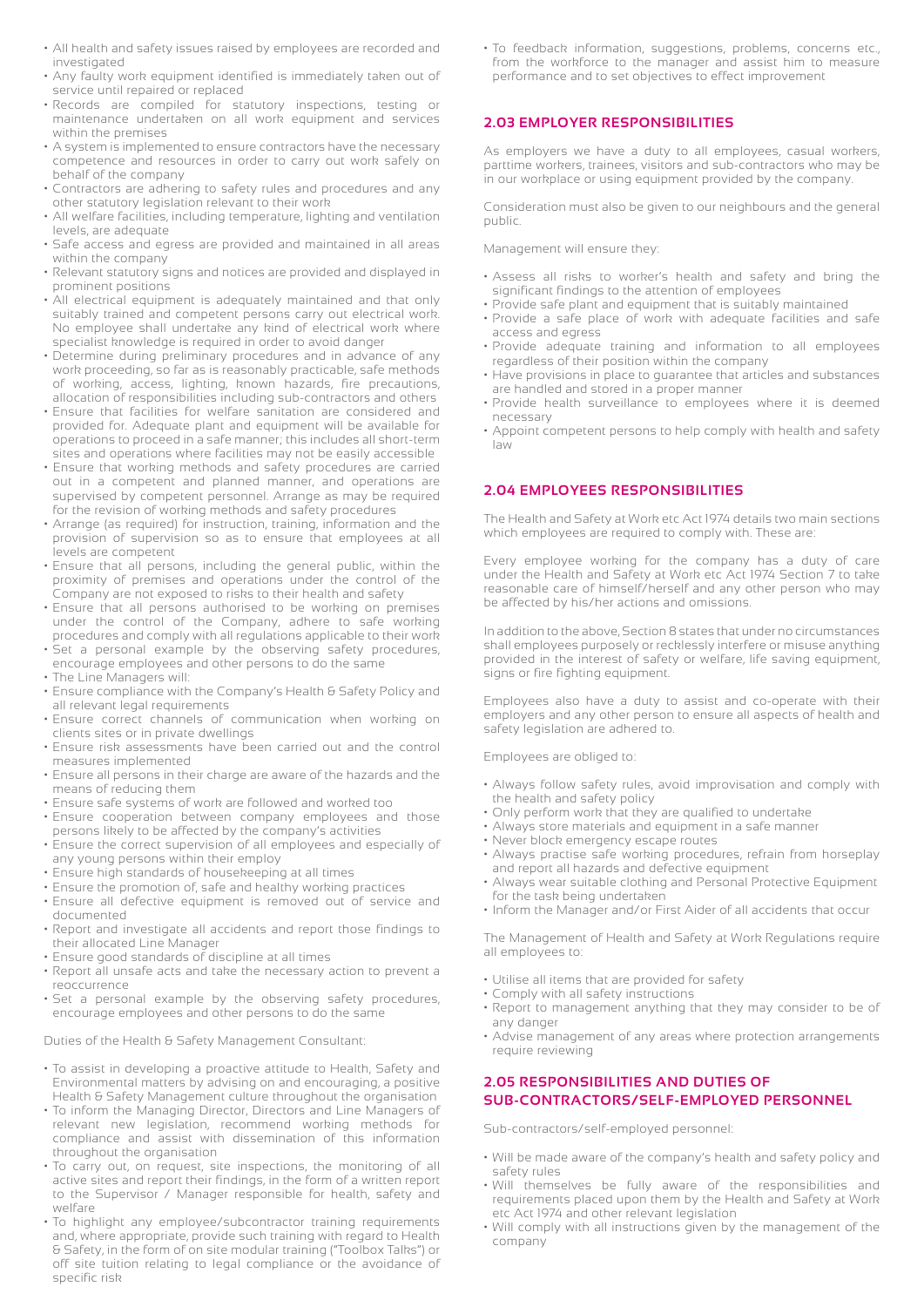- All health and safety issues raised by employees are recorded and investigated
- Any faulty work equipment identified is immediately taken out of service until repaired or replaced
- Records are compiled for statutory inspections, testing or maintenance undertaken on all work equipment and services within the premises
- A system is implemented to ensure contractors have the necessary competence and resources in order to carry out work safely on behalf of the company
- Contractors are adhering to safety rules and procedures and any other statutory legislation relevant to their work
- All welfare facilities, including temperature, lighting and ventilation levels, are adequate
- Safe access and egress are provided and maintained in all areas within the company
- Relevant statutory signs and notices are provided and displayed in prominent positions
- All electrical equipment is adequately maintained and that only suitably trained and competent persons carry out electrical work. No employee shall undertake any kind of electrical work where specialist knowledge is required in order to avoid danger
- Determine during preliminary procedures and in advance of any work proceeding, so far as is reasonably practicable, safe methods of working, access, lighting, known hazards, fire precautions, allocation of responsibilities including sub-contractors and others
- Ensure that facilities for welfare sanitation are considered and provided for. Adequate plant and equipment will be available for operations to proceed in a safe manner; this includes all short-term sites and operations where facilities may not be easily accessible
- Ensure that working methods and safety procedures are carried out in a competent and planned manner, and operations are supervised by competent personnel. Arrange as may be required for the revision of working methods and safety procedures
- Arrange (as required) for instruction, training, information and the provision of supervision so as to ensure that employees at all levels are competent
- Ensure that all persons, including the general public, within the proximity of premises and operations under the control of the Company are not exposed to risks to their health and safety
- Ensure that all persons authorised to be working on premises under the control of the Company, adhere to safe working procedures and comply with all regulations applicable to their work
- Set a personal example by the observing safety procedures, encourage employees and other persons to do the same
- The Line Managers will:
- Ensure compliance with the Company's Health & Safety Policy and all relevant legal requirements
- Ensure correct channels of communication when working on clients sites or in private dwellings
- Ensure risk assessments have been carried out and the control measures implemented
- Ensure all persons in their charge are aware of the hazards and the means of reducing them
- Ensure safe systems of work are followed and worked too
- Ensure cooperation between company employees and those persons likely to be affected by the company's activities
- Ensure the correct supervision of all employees and especially of any young persons within their employ
- Ensure high standards of housekeeping at all times
- Ensure the promotion of, safe and healthy working practices
- Ensure all defective equipment is removed out of service and documented
- Report and investigate all accidents and report those findings to their allocated Line Manager
- Ensure good standards of discipline at all times
- Report all unsafe acts and take the necessary action to prevent a reoccurrence
- Set a personal example by the observing safety procedures, encourage employees and other persons to do the same

Duties of the Health & Safety Management Consultant:

- To assist in developing a proactive attitude to Health, Safety and Environmental matters by advising on and encouraging, a positive Health & Safety Management culture throughout the organisation
- To inform the Managing Director, Directors and Line Managers of relevant new legislation, recommend working methods for compliance and assist with dissemination of this information throughout the organisation
- To carry out, on request, site inspections, the monitoring of all active sites and report their findings, in the form of a written report to the Supervisor / Manager responsible for health, safety and welfare
- To highlight any employee/subcontractor training requirements and, where appropriate, provide such training with regard to Health & Safety, in the form of on site modular training ("Toolbox Talks") or off site tuition relating to legal compliance or the avoidance of specific risk
- To feedback information, suggestions, problems, concerns etc., from the workforce to the manager and assist him to measure performance and to set objectives to effect improvement

## 2.03 EMPLOYER RESPONSIBILITIES

As employers we have a duty to all employees, casual workers, parttime workers, trainees, visitors and sub-contractors who may be in our workplace or using equipment provided by the company.

Consideration must also be given to our neighbours and the general public.

Management will ensure they:

- Assess all risks to worker's health and safety and bring the significant findings to the attention of employees
- Provide safe plant and equipment that is suitably maintained
- Provide a safe place of work with adequate facilities and safe access and egress
- Provide adequate training and information to all employees regardless of their position within the company
- Have provisions in place to guarantee that articles and substances are handled and stored in a proper manner
- Provide health surveillance to employees where it is deemed necessary
- Appoint competent persons to help comply with health and safety law

## 2.04 EMPLOYEES RESPONSIBILITIES

The Health and Safety at Work etc Act 1974 details two main sections which employees are required to comply with. These are:

Every employee working for the company has a duty of care under the Health and Safety at Work etc Act 1974 Section 7 to take reasonable care of himself/herself and any other person who may be affected by his/her actions and omissions.

In addition to the above, Section 8 states that under no circumstances shall employees purposely or recklessly interfere or misuse anything provided in the interest of safety or welfare, life saving equipment, signs or fire fighting equipment.

Employees also have a duty to assist and co-operate with their employers and any other person to ensure all aspects of health and safety legislation are adhered to.

Employees are obliged to:

- Always follow safety rules, avoid improvisation and comply with the health and safety policy
- Only perform work that they are qualified to undertake
- Always store materials and equipment in a safe manner
- Never block emergency escape routes
- Always practise safe working procedures, refrain from horseplay and report all hazards and defective equipment
- Always wear suitable clothing and Personal Protective Equipment for the task being undertaken
- Inform the Manager and/or First Aider of all accidents that occur

The Management of Health and Safety at Work Regulations require all employees to:

- Utilise all items that are provided for safety
- Comply with all safety instructions
- Report to management anything that they may consider to be of any danger
- Advise management of any areas where protection arrangements require reviewing

## 2.05 RESPONSIBILITIES AND DUTIES OF SUB-CONTRACTORS/SELF-EMPLOYED PERSONNEL

Sub-contractors/self-employed personnel:

- Will be made aware of the company's health and safety policy and safety rules
- Will themselves be fully aware of the responsibilities and requirements placed upon them by the Health and Safety at Work etc Act 1974 and other relevant legislation
- Will comply with all instructions given by the management of the company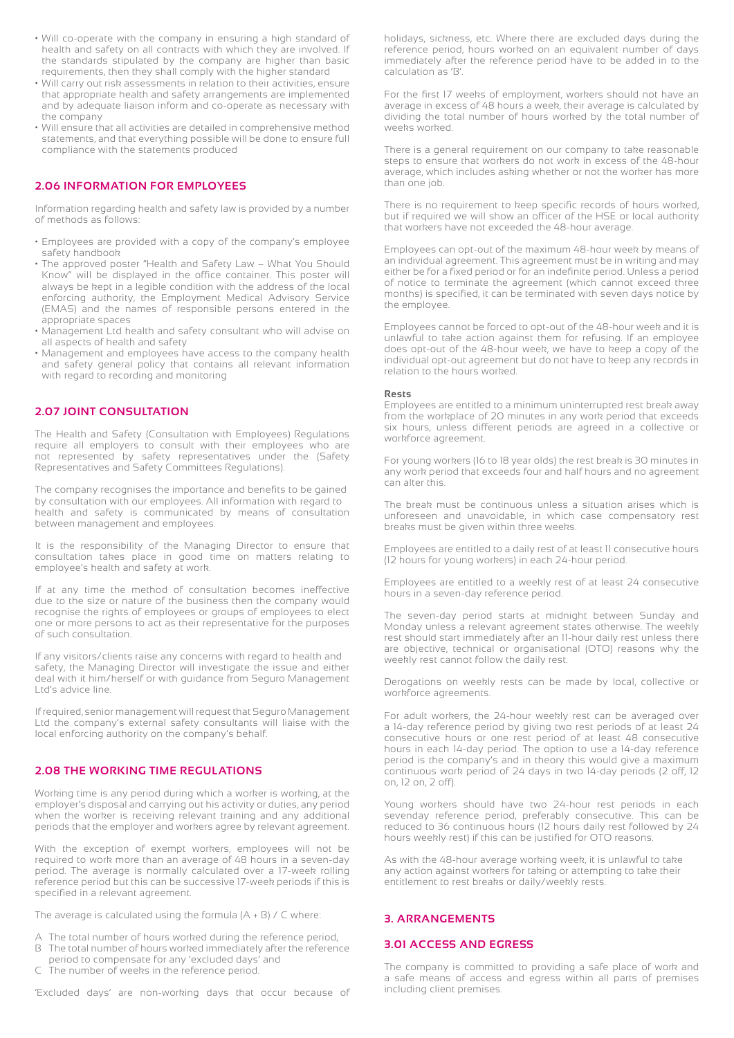- Will co-operate with the company in ensuring a high standard of health and safety on all contracts with which they are involved. If the standards stipulated by the company are higher than basic requirements, then they shall comply with the higher standard
- Will carry out risk assessments in relation to their activities, ensure that appropriate health and safety arrangements are implemented and by adequate liaison inform and co-operate as necessary with the company
- Will ensure that all activities are detailed in comprehensive method statements, and that everything possible will be done to ensure full compliance with the statements produced

## 2.06 INFORMATION FOR EMPLOYEES

Information regarding health and safety law is provided by a number of methods as follows:

- Employees are provided with a copy of the company's employee safety handbook
- The approved poster "Health and Safety Law – What You Should Know" will be displayed in the office container. This poster will always be kept in a legible condition with the address of the local enforcing authority, the Employment Medical Advisory Service (EMAS) and the names of responsible persons entered in the appropriate spaces
- Management Ltd health and safety consultant who will advise on all aspects of health and safety
- Management and employees have access to the company health and safety general policy that contains all relevant information with regard to recording and monitoring

## 2.07 JOINT CONSULTATION

The Health and Safety (Consultation with Employees) Regulations require all employers to consult with their employees who are not represented by safety representatives under the (Safety Representatives and Safety Committees Regulations).

The company recognises the importance and benefits to be gained by consultation with our employees. All information with regard to health and safety is communicated by means of consultation between management and employees.

It is the responsibility of the Managing Director to ensure that consultation takes place in good time on matters relating to employee's health and safety at work.

If at any time the method of consultation becomes ineffective due to the size or nature of the business then the company would recognise the rights of employees or groups of employees to elect one or more persons to act as their representative for the purposes of such consultation.

If any visitors/clients raise any concerns with regard to health and safety, the Managing Director will investigate the issue and either deal with it him/herself or with guidance from Seguro Management Ltd's advice line.

If required, senior management will request that Seguro Management Ltd the company's external safety consultants will liaise with the local enforcing authority on the company's behalf.

## 2.08 THE WORKING TIME REGULATIONS

Working time is any period during which a worker is working, at the employer's disposal and carrying out his activity or duties, any period when the worker is receiving relevant training and any additional periods that the employer and workers agree by relevant agreement.

With the exception of exempt workers, employees will not be required to work more than an average of 48 hours in a seven-day period. The average is normally calculated over a 17-week rolling reference period but this can be successive 17-week periods if this is specified in a relevant agreement.

The average is calculated using the formula $(A + B) / C$ where:

- A The total number of hours worked during the reference period,
- B The total number of hours worked immediately after the reference period to compensate for any 'excluded days' and
- C The number of weeks in the reference period.

'Excluded days' are non-working days that occur because of holidays, sickness, etc. Where there are excluded days during the reference period, hours worked on an equivalent number of days immediately after the reference period have to be added in to the calculation as 'B'.

For the first 17 weeks of employment, workers should not have an average in excess of 48 hours a week, their average is calculated by dividing the total number of hours worked by the total number of weeks worked.

There is a general requirement on our company to take reasonable steps to ensure that workers do not work in excess of the 48-hour average, which includes asking whether or not the worker has more than one job.

There is no requirement to keep specific records of hours worked, but if required we will show an officer of the HSE or local authority that workers have not exceeded the 48-hour average.

Employees can opt-out of the maximum 48-hour week by means of an individual agreement. This agreement must be in writing and may either be for a fixed period or for an indefinite period. Unless a period of notice to terminate the agreement (which cannot exceed three months) is specified, it can be terminated with seven days notice by the employee.

Employees cannot be forced to opt-out of the 48-hour week and it is unlawful to take action against them for refusing. If an employee does opt-out of the 48-hour week, we have to keep a copy of the individual opt-out agreement but do not have to keep any records in relation to the hours worked.

**Rests**

Employees are entitled to a minimum uninterrupted rest break away from the workplace of 20 minutes in any work period that exceeds six hours, unless different periods are agreed in a collective or workforce agreement.

For young workers (16 to 18 year olds) the rest break is 30 minutes in any work period that exceeds four and half hours and no agreement can alter this.

The break must be continuous unless a situation arises which is unforeseen and unavoidable, in which case compensatory rest breaks must be given within three weeks.

Employees are entitled to a daily rest of at least 11 consecutive hours (12 hours for young workers) in each 24-hour period.

Employees are entitled to a weekly rest of at least 24 consecutive hours in a seven-day reference period.

The seven-day period starts at midnight between Sunday and Monday unless a relevant agreement states otherwise. The weekly rest should start immediately after an 11-hour daily rest unless there are objective, technical or organisational (OTO) reasons why the weekly rest cannot follow the daily rest.

Derogations on weekly rests can be made by local, collective or workforce agreements.

For adult workers, the 24-hour weekly rest can be averaged over a 14-day reference period by giving two rest periods of at least 24 consecutive hours or one rest period of at least 48 consecutive hours in each 14-day period. The option to use a 14-day reference period is the company's and in theory this would give a maximum continuous work period of 24 days in two 14-day periods (2 off, 12 on, 12 on, 2 off).

Young workers should have two 24-hour rest periods in each sevenday reference period, preferably consecutive. This can be reduced to 36 continuous hours (12 hours daily rest followed by 24 hours weekly rest) if this can be justified for OTO reasons.

As with the 48-hour average working week, it is unlawful to take any action against workers for taking or attempting to take their entitlement to rest breaks or daily/weekly rests.

# 3. ARRANGEMENTS

## 3.01 ACCESS AND EGRESS

The company is committed to providing a safe place of work and a safe means of access and egress within all parts of premises including client premises.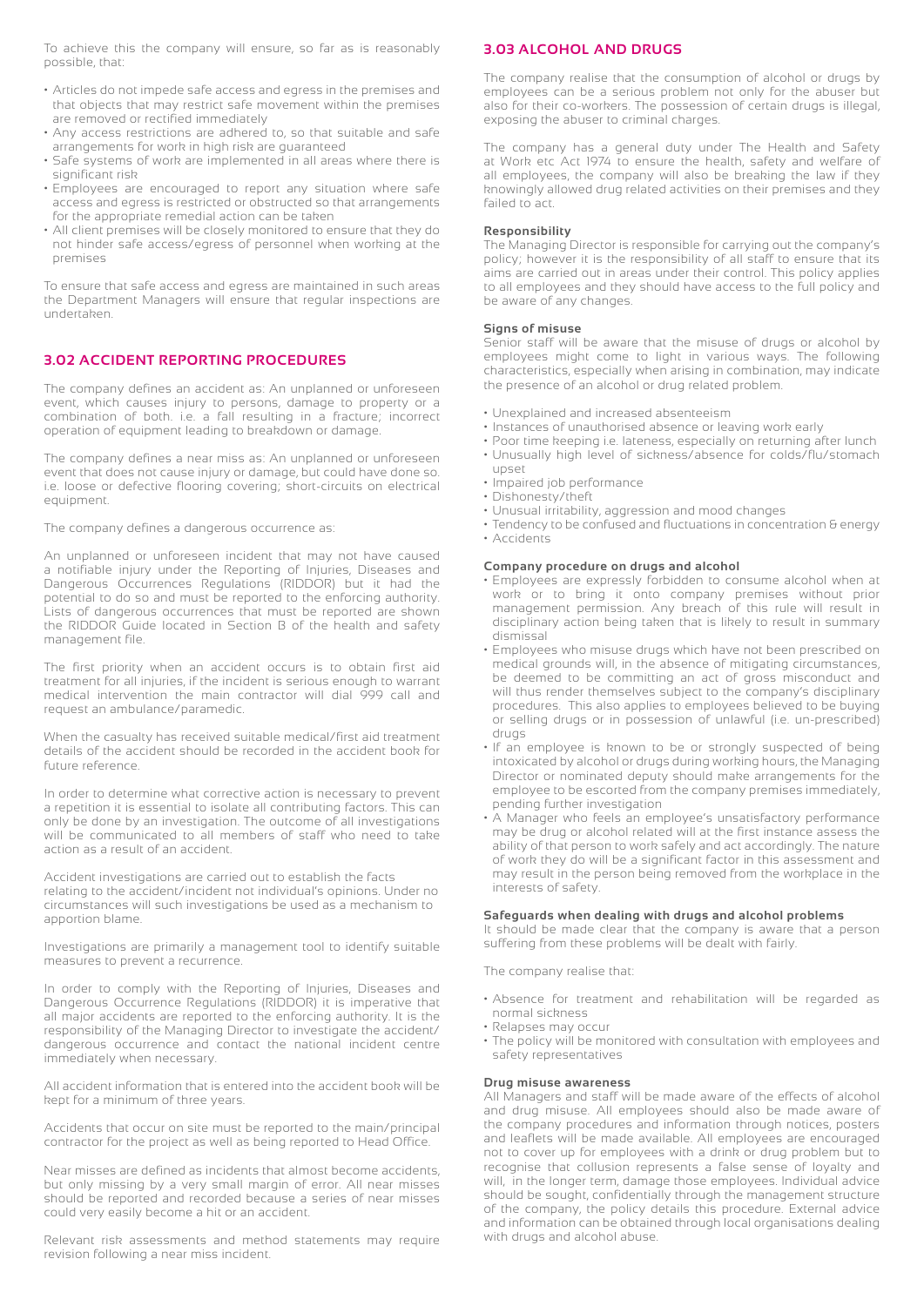To achieve this the company will ensure, so far as is reasonably possible, that:

- Articles do not impede safe access and egress in the premises and that objects that may restrict safe movement within the premises are removed or rectified immediately
- Any access restrictions are adhered to, so that suitable and safe arrangements for work in high risk are guaranteed
- Safe systems of work are implemented in all areas where there is significant risk
- Employees are encouraged to report any situation where safe access and egress is restricted or obstructed so that arrangements for the appropriate remedial action can be taken
- All client premises will be closely monitored to ensure that they do not hinder safe access/egress of personnel when working at the premises

To ensure that safe access and egress are maintained in such areas the Department Managers will ensure that regular inspections are undertaken.

## 3.02 ACCIDENT REPORTING PROCEDURES

The company defines an accident as: An unplanned or unforeseen event, which causes injury to persons, damage to property or a combination of both. i.e. a fall resulting in a fracture; incorrect operation of equipment leading to breakdown or damage.

The company defines a near miss as: An unplanned or unforeseen event that does not cause injury or damage, but could have done so. i.e. loose or defective flooring covering; short-circuits on electrical equipment.

The company defines a dangerous occurrence as:

An unplanned or unforeseen incident that may not have caused a notifiable injury under the Reporting of Injuries, Diseases and Dangerous Occurrences Regulations (RIDDOR) but it had the potential to do so and must be reported to the enforcing authority. Lists of dangerous occurrences that must be reported are shown the RIDDOR Guide located in Section B of the health and safety management file.

The first priority when an accident occurs is to obtain first aid treatment for all injuries, if the incident is serious enough to warrant medical intervention the main contractor will dial 999 call and request an ambulance/paramedic.

When the casualty has received suitable medical/first aid treatment details of the accident should be recorded in the accident book for future reference.

In order to determine what corrective action is necessary to prevent a repetition it is essential to isolate all contributing factors. This can only be done by an investigation. The outcome of all investigations will be communicated to all members of staff who need to take action as a result of an accident.

Accident investigations are carried out to establish the facts relating to the accident/incident not individual's opinions. Under no circumstances will such investigations be used as a mechanism to apportion blame.

Investigations are primarily a management tool to identify suitable measures to prevent a recurrence.

In order to comply with the Reporting of Injuries, Diseases and Dangerous Occurrence Regulations (RIDDOR) it is imperative that all major accidents are reported to the enforcing authority. It is the responsibility of the Managing Director to investigate the accident/dangerous occurrence and contact the national incident centre immediately when necessary.

All accident information that is entered into the accident book will be kept for a minimum of three years.

Accidents that occur on site must be reported to the main/principal contractor for the project as well as being reported to Head Office.

Near misses are defined as incidents that almost become accidents, but only missing by a very small margin of error. All near misses should be reported and recorded because a series of near misses could very easily become a hit or an accident.

Relevant risk assessments and method statements may require revision following a near miss incident.

## 3.03 ALCOHOL AND DRUGS

The company realise that the consumption of alcohol or drugs by employees can be a serious problem not only for the abuser but also for their co-workers. The possession of certain drugs is illegal, exposing the abuser to criminal charges.

The company has a general duty under The Health and Safety at Work etc Act 1974 to ensure the health, safety and welfare of all employees, the company will also be breaking the law if they knowingly allowed drug related activities on their premises and they failed to act.

**Responsibility**

The Managing Director is responsible for carrying out the company's policy; however it is the responsibility of all staff to ensure that its aims are carried out in areas under their control. This policy applies to all employees and they should have access to the full policy and be aware of any changes.

**Signs of misuse**

Senior staff will be aware that the misuse of drugs or alcohol by employees might come to light in various ways. The following characteristics, especially when arising in combination, may indicate the presence of an alcohol or drug related problem.

- Unexplained and increased absenteeism
- Instances of unauthorised absence or leaving work early
- Poor time keeping i.e. lateness, especially on returning after lunch
- Unusually high level of sickness/absence for colds/flu/stomach upset
- Impaired job performance
- Dishonesty/theft
- Unusual irritability, aggression and mood changes
- Tendency to be confused and fluctuations in concentration & energy
- Accidents

**Company procedure on drugs and alcohol**

- Employees are expressly forbidden to consume alcohol when at work or to bring it onto company premises without prior management permission. Any breach of this rule will result in disciplinary action being taken that is likely to result in summary dismissal
- Employees who misuse drugs which have not been prescribed on medical grounds will, in the absence of mitigating circumstances, be deemed to be committing an act of gross misconduct and will thus render themselves subject to the company's disciplinary procedures. This also applies to employees believed to be buying or selling drugs or in possession of unlawful (i.e. un-prescribed) drugs
- If an employee is known to be or strongly suspected of being intoxicated by alcohol or drugs during working hours, the Managing Director or nominated deputy should make arrangements for the employee to be escorted from the company premises immediately, pending further investigation
- A Manager who feels an employee's unsatisfactory performance may be drug or alcohol related will at the first instance assess the ability of that person to work safely and act accordingly. The nature of work they do will be a significant factor in this assessment and may result in the person being removed from the workplace in the interests of safety.

**Safeguards when dealing with drugs and alcohol problems**

It should be made clear that the company is aware that a person suffering from these problems will be dealt with fairly.

The company realise that:

- Absence for treatment and rehabilitation will be regarded as normal sickness
- Relapses may occur
- The policy will be monitored with consultation with employees and safety representatives

**Drug misuse awareness**

All Managers and staff will be made aware of the effects of alcohol and drug misuse. All employees should also be made aware of the company procedures and information through notices, posters and leaflets will be made available. All employees are encouraged not to cover up for employees with a drink or drug problem but to recognise that collusion represents a false sense of loyalty and will, in the longer term, damage those employees. Individual advice should be sought, confidentially through the management structure of the company, the policy details this procedure. External advice and information can be obtained through local organisations dealing with drugs and alcohol abuse.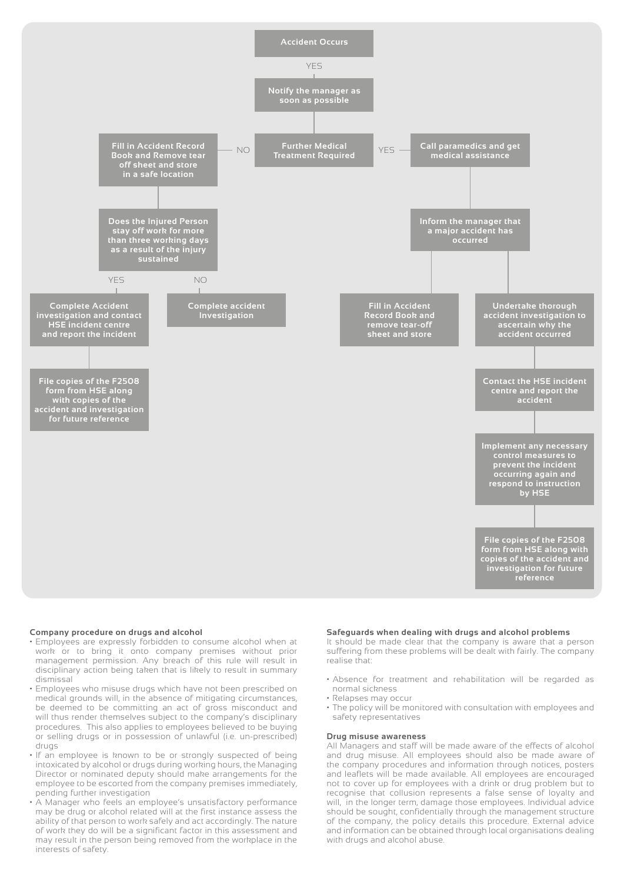Accident Occurs

YES

Notify the manager as soon as possible

Further Medical Treatment Required

- **NO:** Fill in Accident Record Book and Remove tear off sheet and store in a safe location
  - Does the Injured Person stay off work for more than three working days as a result of the injury sustained
    - **YES:** Complete Accident investigation and contact HSE incident centre and report the incident
      - File copies of the F2508 form from HSE along with copies of the accident and investigation for future reference
    - **NO:** Complete accident Investigation
- **YES:** Call paramedics and get medical assistance
  - Inform the manager that a major accident has occurred
    - Fill in Accident Record Book and remove tear-off sheet and store
    - Undertake thorough accident investigation to ascertain why the accident occurred
      - Contact the HSE incident centre and report the accident
        - Implement any necessary control measures to prevent the incident occurring again and respond to instruction by HSE
          - File copies of the F2508 form from HSE along with copies of the accident and investigation for future reference

### Company procedure on drugs and alcohol

- Employees are expressly forbidden to consume alcohol when at work or to bring it onto company premises without prior management permission. Any breach of this rule will result in disciplinary action being taken that is likely to result in summary dismissal
- Employees who misuse drugs which have not been prescribed on medical grounds will, in the absence of mitigating circumstances, be deemed to be committing an act of gross misconduct and will thus render themselves subject to the company's disciplinary procedures. This also applies to employees believed to be buying or selling drugs or in possession of unlawful (i.e. un-prescribed) drugs
- If an employee is known to be or strongly suspected of being intoxicated by alcohol or drugs during working hours, the Managing Director or nominated deputy should make arrangements for the employee to be escorted from the company premises immediately, pending further investigation
- A Manager who feels an employee's unsatisfactory performance may be drug or alcohol related will at the first instance assess the ability of that person to work safely and act accordingly. The nature of work they do will be a significant factor in this assessment and may result in the person being removed from the workplace in the interests of safety.

### Safeguards when dealing with drugs and alcohol problems

It should be made clear that the company is aware that a person suffering from these problems will be dealt with fairly. The company realise that:

- Absence for treatment and rehabilitation will be regarded as normal sickness
- Relapses may occur
- The policy will be monitored with consultation with employees and safety representatives

### Drug misuse awareness

All Managers and staff will be made aware of the effects of alcohol and drug misuse. All employees should also be made aware of the company procedures and information through notices, posters and leaflets will be made available. All employees are encouraged not to cover up for employees with a drink or drug problem but to recognise that collusion represents a false sense of loyalty and will, in the longer term, damage those employees. Individual advice should be sought, confidentially through the management structure of the company, the policy details this procedure. External advice and information can be obtained through local organisations dealing with drugs and alcohol abuse.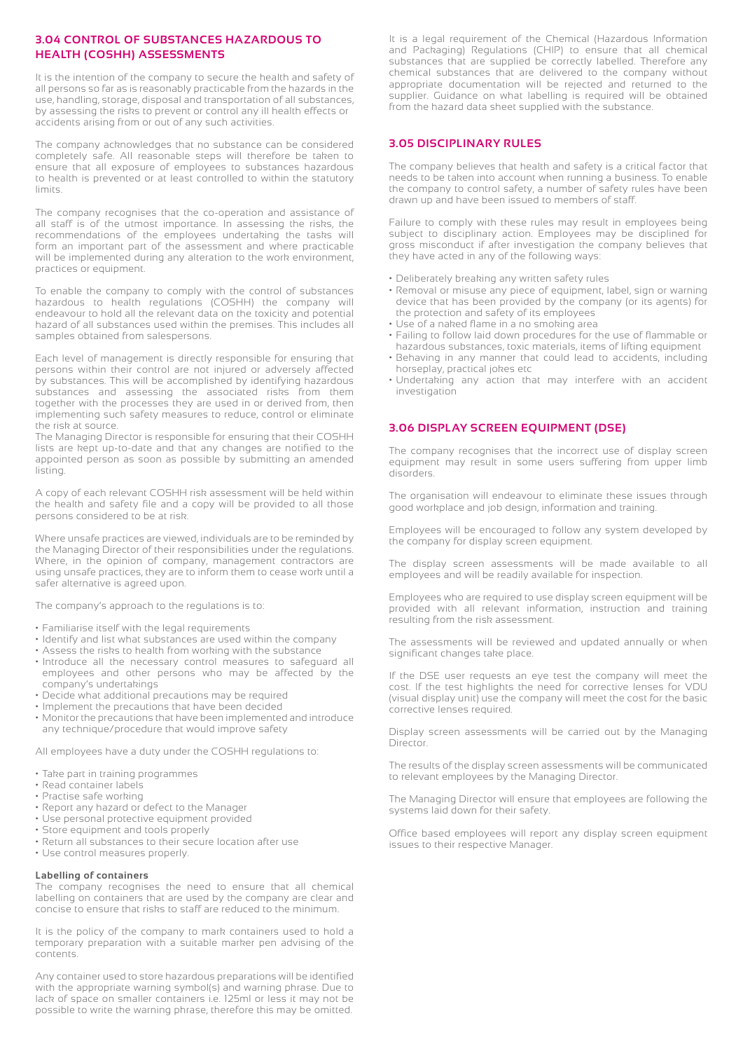## 3.04 CONTROL OF SUBSTANCES HAZARDOUS TO HEALTH (COSHH) ASSESSMENTS

It is the intention of the company to secure the health and safety of all persons so far as is reasonably practicable from the hazards in the use, handling, storage, disposal and transportation of all substances, by assessing the risks to prevent or control any ill health effects or accidents arising from or out of any such activities.

The company acknowledges that no substance can be considered completely safe. All reasonable steps will therefore be taken to ensure that all exposure of employees to substances hazardous to health is prevented or at least controlled to within the statutory limits.

The company recognises that the co-operation and assistance of all staff is of the utmost importance. In assessing the risks, the recommendations of the employees undertaking the tasks will form an important part of the assessment and where practicable will be implemented during any alteration to the work environment, practices or equipment.

To enable the company to comply with the control of substances hazardous to health regulations (COSHH) the company will endeavour to hold all the relevant data on the toxicity and potential hazard of all substances used within the premises. This includes all samples obtained from salespersons.

Each level of management is directly responsible for ensuring that persons within their control are not injured or adversely affected by substances. This will be accomplished by identifying hazardous substances and assessing the associated risks from them together with the processes they are used in or derived from, then implementing such safety measures to reduce, control or eliminate the risk at source.
The Managing Director is responsible for ensuring that their COSHH lists are kept up-to-date and that any changes are notified to the appointed person as soon as possible by submitting an amended listing.

A copy of each relevant COSHH risk assessment will be held within the health and safety file and a copy will be provided to all those persons considered to be at risk.

Where unsafe practices are viewed, individuals are to be reminded by the Managing Director of their responsibilities under the regulations. Where, in the opinion of company, management contractors are using unsafe practices, they are to inform them to cease work until a safer alternative is agreed upon.

The company's approach to the regulations is to:

- Familiarise itself with the legal requirements
- Identify and list what substances are used within the company
- Assess the risks to health from working with the substance
- Introduce all the necessary control measures to safeguard all employees and other persons who may be affected by the company's undertakings
- Decide what additional precautions may be required
- Implement the precautions that have been decided
- Monitor the precautions that have been implemented and introduce any technique/procedure that would improve safety

All employees have a duty under the COSHH regulations to:

- Take part in training programmes
- Read container labels
- Practise safe working
- Report any hazard or defect to the Manager
- Use personal protective equipment provided
- Store equipment and tools properly
- Return all substances to their secure location after use
- Use control measures properly.

**Labelling of containers**
The company recognises the need to ensure that all chemical labelling on containers that are used by the company are clear and concise to ensure that risks to staff are reduced to the minimum.

It is the policy of the company to mark containers used to hold a temporary preparation with a suitable marker pen advising of the contents.

Any container used to store hazardous preparations will be identified with the appropriate warning symbol(s) and warning phrase. Due to lack of space on smaller containers i.e. 125ml or less it may not be possible to write the warning phrase, therefore this may be omitted.

It is a legal requirement of the Chemical (Hazardous Information and Packaging) Regulations (CHIP) to ensure that all chemical substances that are supplied be correctly labelled. Therefore any chemical substances that are delivered to the company without appropriate documentation will be rejected and returned to the supplier. Guidance on what labelling is required will be obtained from the hazard data sheet supplied with the substance.

## 3.05 DISCIPLINARY RULES

The company believes that health and safety is a critical factor that needs to be taken into account when running a business. To enable the company to control safety, a number of safety rules have been drawn up and have been issued to members of staff.

Failure to comply with these rules may result in employees being subject to disciplinary action. Employees may be disciplined for gross misconduct if after investigation the company believes that they have acted in any of the following ways:

- Deliberately breaking any written safety rules
- Removal or misuse any piece of equipment, label, sign or warning device that has been provided by the company (or its agents) for the protection and safety of its employees
- Use of a naked flame in a no smoking area
- Failing to follow laid down procedures for the use of flammable or hazardous substances, toxic materials, items of lifting equipment
- Behaving in any manner that could lead to accidents, including horseplay, practical jokes etc
- Undertaking any action that may interfere with an accident investigation

## 3.06 DISPLAY SCREEN EQUIPMENT (DSE)

The company recognises that the incorrect use of display screen equipment may result in some users suffering from upper limb disorders.

The organisation will endeavour to eliminate these issues through good workplace and job design, information and training.

Employees will be encouraged to follow any system developed by the company for display screen equipment.

The display screen assessments will be made available to all employees and will be readily available for inspection.

Employees who are required to use display screen equipment will be provided with all relevant information, instruction and training resulting from the risk assessment.

The assessments will be reviewed and updated annually or when significant changes take place.

If the DSE user requests an eye test the company will meet the cost. If the test highlights the need for corrective lenses for VDU (visual display unit) use the company will meet the cost for the basic corrective lenses required.

Display screen assessments will be carried out by the Managing Director.

The results of the display screen assessments will be communicated to relevant employees by the Managing Director.

The Managing Director will ensure that employees are following the systems laid down for their safety.

Office based employees will report any display screen equipment issues to their respective Manager.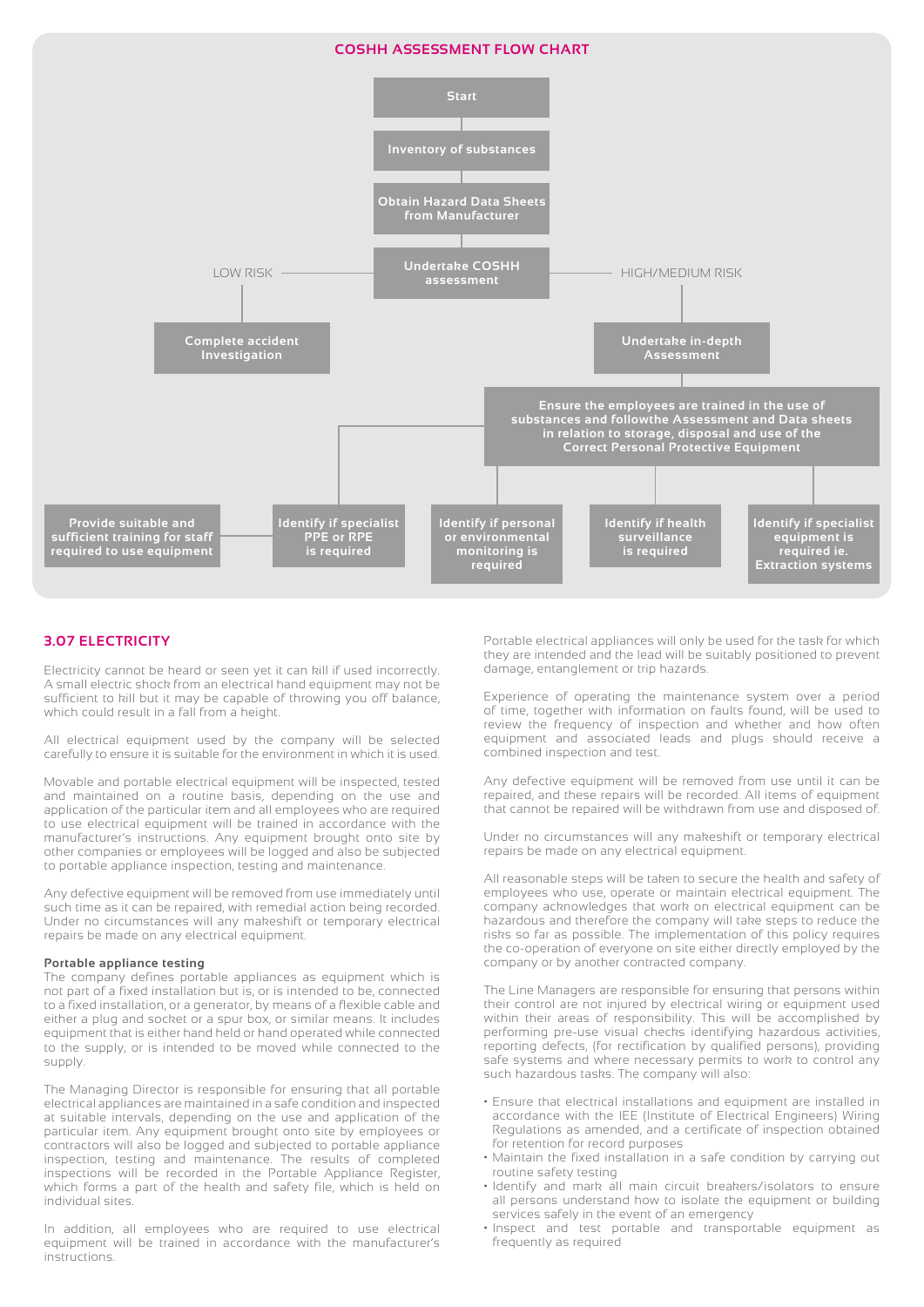## COSHH ASSESSMENT FLOW CHART

Start

Inventory of substances

Obtain Hazard Data Sheets from Manufacturer

Undertake COSHH assessment

LOW RISK — Complete accident Investigation

HIGH/MEDIUM RISK — Undertake in-depth Assessment

Ensure the employees are trained in the use of substances and followthe Assessment and Data sheets in relation to storage, disposal and use of the Correct Personal Protective Equipment

- Provide suitable and sufficient training for staff required to use equipment
- Identify if specialist PPE or RPE is required
- Identify if personal or environmental monitoring is required
- Identify if health surveillance is required
- Identify if specialist equipment is required ie. Extraction systems

## 3.07 ELECTRICITY

Electricity cannot be heard or seen yet it can kill if used incorrectly. A small electric shock from an electrical hand equipment may not be sufficient to kill but it may be capable of throwing you off balance, which could result in a fall from a height.

All electrical equipment used by the company will be selected carefully to ensure it is suitable for the environment in which it is used.

Movable and portable electrical equipment will be inspected, tested and maintained on a routine basis, depending on the use and application of the particular item and all employees who are required to use electrical equipment will be trained in accordance with the manufacturer's instructions. Any equipment brought onto site by other companies or employees will be logged and also be subjected to portable appliance inspection, testing and maintenance.

Any defective equipment will be removed from use immediately until such time as it can be repaired, with remedial action being recorded. Under no circumstances will any makeshift or temporary electrical repairs be made on any electrical equipment.

**Portable appliance testing**
The company defines portable appliances as equipment which is not part of a fixed installation but is, or is intended to be, connected to a fixed installation, or a generator, by means of a flexible cable and either a plug and socket or a spur box, or similar means. It includes equipment that is either hand held or hand operated while connected to the supply, or is intended to be moved while connected to the supply.

The Managing Director is responsible for ensuring that all portable electrical appliances are maintained in a safe condition and inspected at suitable intervals, depending on the use and application of the particular item. Any equipment brought onto site by employees or contractors will also be logged and subjected to portable appliance inspection, testing and maintenance. The results of completed inspections will be recorded in the Portable Appliance Register, which forms a part of the health and safety file, which is held on individual sites.

In addition, all employees who are required to use electrical equipment will be trained in accordance with the manufacturer's instructions.

Portable electrical appliances will only be used for the task for which they are intended and the lead will be suitably positioned to prevent damage, entanglement or trip hazards.

Experience of operating the maintenance system over a period of time, together with information on faults found, will be used to review the frequency of inspection and whether and how often equipment and associated leads and plugs should receive a combined inspection and test.

Any defective equipment will be removed from use until it can be repaired, and these repairs will be recorded. All items of equipment that cannot be repaired will be withdrawn from use and disposed of.

Under no circumstances will any makeshift or temporary electrical repairs be made on any electrical equipment.

All reasonable steps will be taken to secure the health and safety of employees who use, operate or maintain electrical equipment. The company acknowledges that work on electrical equipment can be hazardous and therefore the company will take steps to reduce the risks so far as possible. The implementation of this policy requires the co-operation of everyone on site either directly employed by the company or by another contracted company.

The Line Managers are responsible for ensuring that persons within their control are not injured by electrical wiring or equipment used within their areas of responsibility. This will be accomplished by performing pre-use visual checks identifying hazardous activities, reporting defects, (for rectification by qualified persons), providing safe systems and where necessary permits to work to control any such hazardous tasks. The company will also:

- Ensure that electrical installations and equipment are installed in accordance with the IEE (Institute of Electrical Engineers) Wiring Regulations as amended, and a certificate of inspection obtained for retention for record purposes
- Maintain the fixed installation in a safe condition by carrying out routine safety testing
- Identify and mark all main circuit breakers/isolators to ensure all persons understand how to isolate the equipment or building services safely in the event of an emergency
- Inspect and test portable and transportable equipment as frequently as required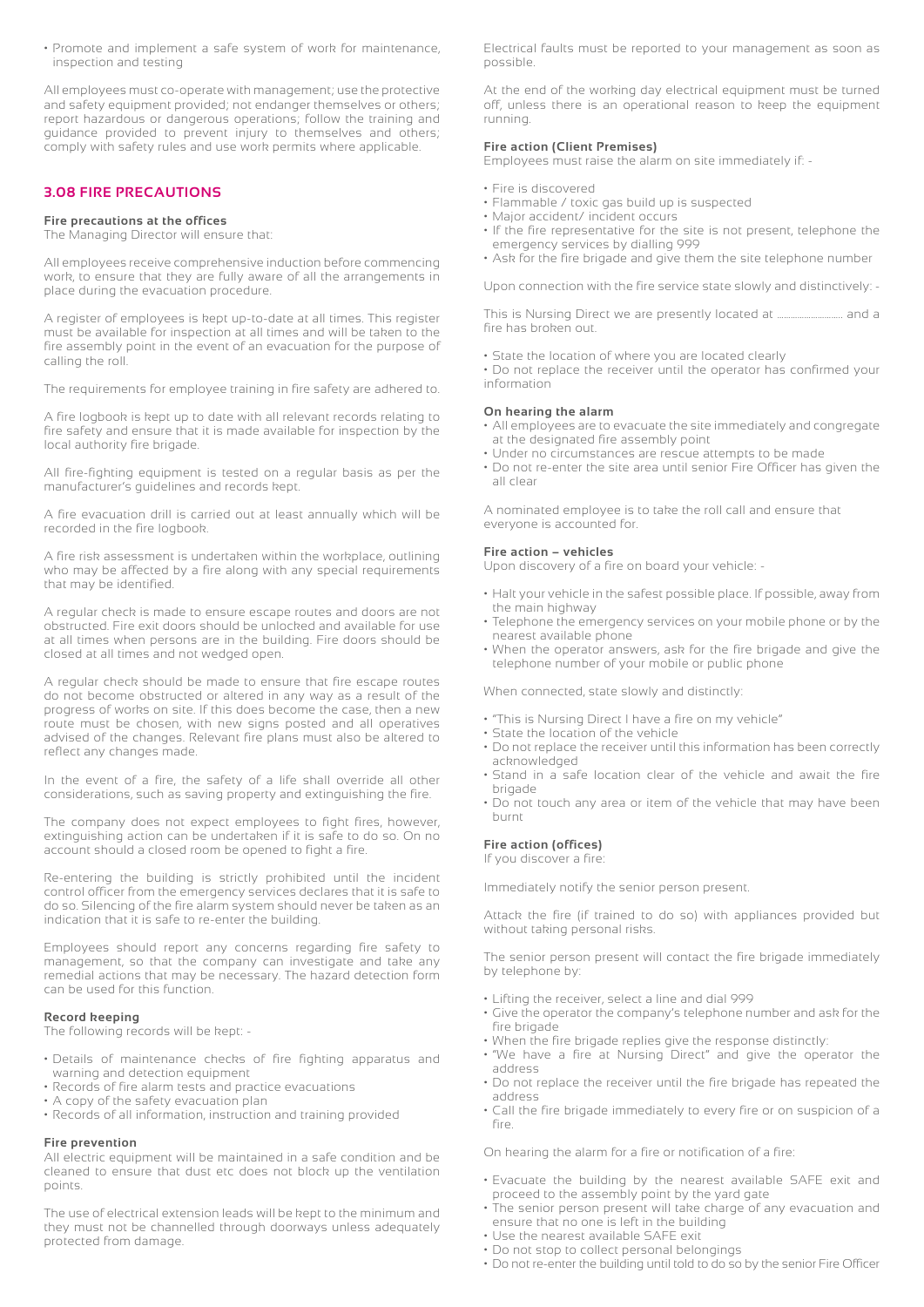- Promote and implement a safe system of work for maintenance, inspection and testing

All employees must co-operate with management; use the protective and safety equipment provided; not endanger themselves or others; report hazardous or dangerous operations; follow the training and guidance provided to prevent injury to themselves and others; comply with safety rules and use work permits where applicable.

## 3.08 FIRE PRECAUTIONS

**Fire precautions at the offices**

The Managing Director will ensure that:

All employees receive comprehensive induction before commencing work, to ensure that they are fully aware of all the arrangements in place during the evacuation procedure.

A register of employees is kept up-to-date at all times. This register must be available for inspection at all times and will be taken to the fire assembly point in the event of an evacuation for the purpose of calling the roll.

The requirements for employee training in fire safety are adhered to.

A fire logbook is kept up to date with all relevant records relating to fire safety and ensure that it is made available for inspection by the local authority fire brigade.

All fire-fighting equipment is tested on a regular basis as per the manufacturer's guidelines and records kept.

A fire evacuation drill is carried out at least annually which will be recorded in the fire logbook.

A fire risk assessment is undertaken within the workplace, outlining who may be affected by a fire along with any special requirements that may be identified.

A regular check is made to ensure escape routes and doors are not obstructed. Fire exit doors should be unlocked and available for use at all times when persons are in the building. Fire doors should be closed at all times and not wedged open.

A regular check should be made to ensure that fire escape routes do not become obstructed or altered in any way as a result of the progress of works on site. If this does become the case, then a new route must be chosen, with new signs posted and all operatives advised of the changes. Relevant fire plans must also be altered to reflect any changes made.

In the event of a fire, the safety of a life shall override all other considerations, such as saving property and extinguishing the fire.

The company does not expect employees to fight fires, however, extinguishing action can be undertaken if it is safe to do so. On no account should a closed room be opened to fight a fire.

Re-entering the building is strictly prohibited until the incident control officer from the emergency services declares that it is safe to do so. Silencing of the fire alarm system should never be taken as an indication that it is safe to re-enter the building.

Employees should report any concerns regarding fire safety to management, so that the company can investigate and take any remedial actions that may be necessary. The hazard detection form can be used for this function.

**Record keeping**

The following records will be kept: -

- Details of maintenance checks of fire fighting apparatus and warning and detection equipment
- Records of fire alarm tests and practice evacuations
- A copy of the safety evacuation plan
- Records of all information, instruction and training provided

**Fire prevention**

All electric equipment will be maintained in a safe condition and be cleaned to ensure that dust etc does not block up the ventilation points.

The use of electrical extension leads will be kept to the minimum and they must not be channelled through doorways unless adequately protected from damage.

Electrical faults must be reported to your management as soon as possible.

At the end of the working day electrical equipment must be turned off, unless there is an operational reason to keep the equipment running.

**Fire action (Client Premises)**

Employees must raise the alarm on site immediately if: -

- Fire is discovered
- Flammable / toxic gas build up is suspected
- Major accident/ incident occurs
- If the fire representative for the site is not present, telephone the emergency services by dialling 999
- Ask for the fire brigade and give them the site telephone number

Upon connection with the fire service state slowly and distinctively: -

This is Nursing Direct we are presently located at .............................. and a fire has broken out.

- State the location of where you are located clearly
- Do not replace the receiver until the operator has confirmed your information

**On hearing the alarm**

- All employees are to evacuate the site immediately and congregate at the designated fire assembly point
- Under no circumstances are rescue attempts to be made
- Do not re-enter the site area until senior Fire Officer has given the all clear

A nominated employee is to take the roll call and ensure that everyone is accounted for.

**Fire action – vehicles**

Upon discovery of a fire on board your vehicle: -

- Halt your vehicle in the safest possible place. If possible, away from the main highway
- Telephone the emergency services on your mobile phone or by the nearest available phone
- When the operator answers, ask for the fire brigade and give the telephone number of your mobile or public phone

When connected, state slowly and distinctly:

- "This is Nursing Direct I have a fire on my vehicle"
- State the location of the vehicle
- Do not replace the receiver until this information has been correctly acknowledged
- Stand in a safe location clear of the vehicle and await the fire brigade
- Do not touch any area or item of the vehicle that may have been burnt

**Fire action (offices)**

If you discover a fire:

Immediately notify the senior person present.

Attack the fire (if trained to do so) with appliances provided but without taking personal risks.

The senior person present will contact the fire brigade immediately by telephone by:

- Lifting the receiver, select a line and dial 999
- Give the operator the company's telephone number and ask for the fire brigade
- When the fire brigade replies give the response distinctly:
- "We have a fire at Nursing Direct" and give the operator the address
- Do not replace the receiver until the fire brigade has repeated the address
- Call the fire brigade immediately to every fire or on suspicion of a fire.

On hearing the alarm for a fire or notification of a fire:

- Evacuate the building by the nearest available SAFE exit and proceed to the assembly point by the yard gate
- The senior person present will take charge of any evacuation and ensure that no one is left in the building
- Use the nearest available SAFE exit
- Do not stop to collect personal belongings
- Do not re-enter the building until told to do so by the senior Fire Officer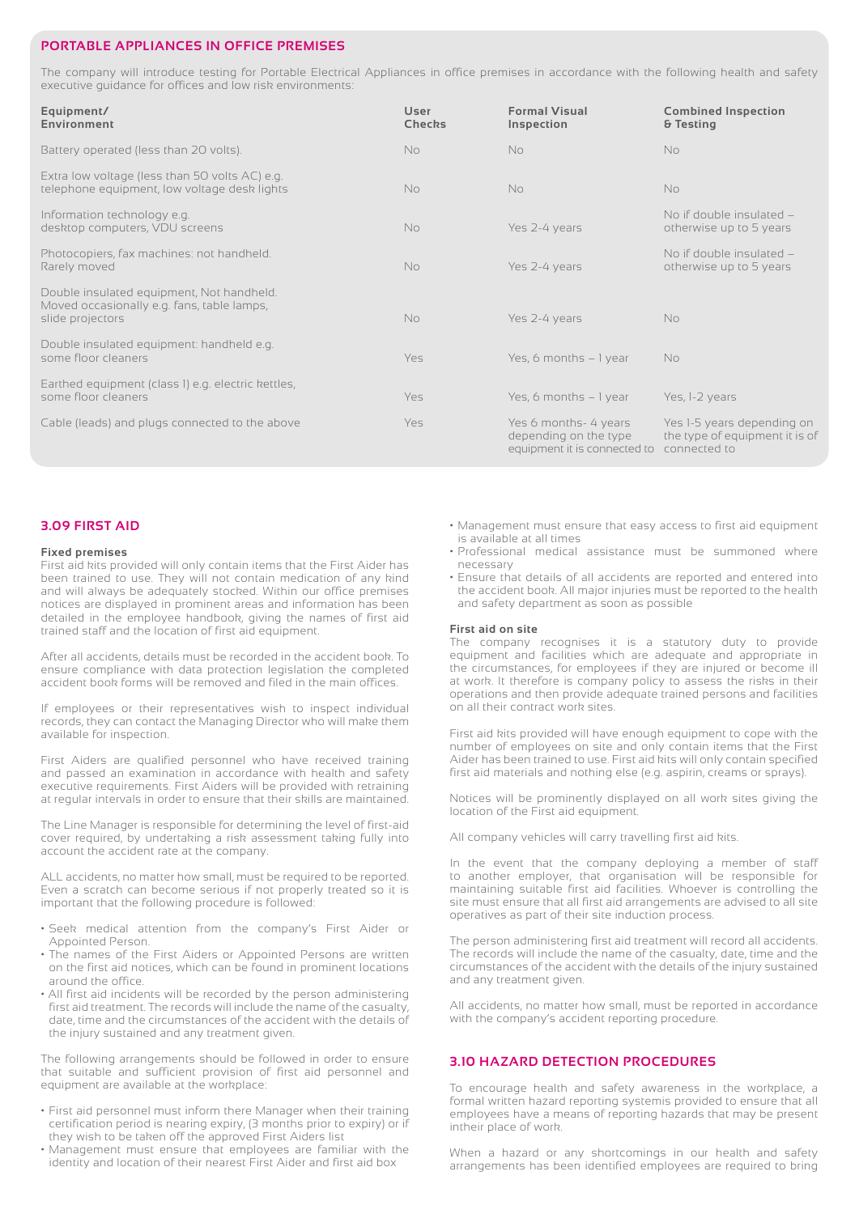## PORTABLE APPLIANCES IN OFFICE PREMISES

The company will introduce testing for Portable Electrical Appliances in office premises in accordance with the following health and safety executive guidance for offices and low risk environments:

| Equipment/ Environment | User Checks | Formal Visual Inspection | Combined Inspection & Testing |
|---|---|---|---|
| Battery operated (less than 20 volts). | No | No | No |
| Extra low voltage (less than 50 volts AC) e.g. telephone equipment, low voltage desk lights | No | No | No |
| Information technology e.g. desktop computers, VDU screens | No | Yes 2-4 years | No if double insulated – otherwise up to 5 years |
| Photocopiers, fax machines: not handheld. Rarely moved | No | Yes 2-4 years | No if double insulated – otherwise up to 5 years |
| Double insulated equipment, Not handheld. Moved occasionally e.g. fans, table lamps, slide projectors | No | Yes 2-4 years | No |
| Double insulated equipment: handheld e.g. some floor cleaners | Yes | Yes, 6 months – 1 year | No |
| Earthed equipment (class 1) e.g. electric kettles, some floor cleaners | Yes | Yes, 6 months – 1 year | Yes, 1-2 years |
| Cable (leads) and plugs connected to the above | Yes | Yes 6 months- 4 years depending on the type equipment it is connected to | Yes 1-5 years depending on the type of equipment it is of connected to |

## 3.09 FIRST AID

**Fixed premises**

First aid kits provided will only contain items that the First Aider has been trained to use. They will not contain medication of any kind and will always be adequately stocked. Within our office premises notices are displayed in prominent areas and information has been detailed in the employee handbook, giving the names of first aid trained staff and the location of first aid equipment.

After all accidents, details must be recorded in the accident book. To ensure compliance with data protection legislation the completed accident book forms will be removed and filed in the main offices.

If employees or their representatives wish to inspect individual records, they can contact the Managing Director who will make them available for inspection.

First Aiders are qualified personnel who have received training and passed an examination in accordance with health and safety executive requirements. First Aiders will be provided with retraining at regular intervals in order to ensure that their skills are maintained.

The Line Manager is responsible for determining the level of first-aid cover required, by undertaking a risk assessment taking fully into account the accident rate at the company.

ALL accidents, no matter how small, must be required to be reported. Even a scratch can become serious if not properly treated so it is important that the following procedure is followed:

- Seek medical attention from the company's First Aider or Appointed Person.
- The names of the First Aiders or Appointed Persons are written on the first aid notices, which can be found in prominent locations around the office.
- All first aid incidents will be recorded by the person administering first aid treatment. The records will include the name of the casualty, date, time and the circumstances of the accident with the details of the injury sustained and any treatment given.

The following arrangements should be followed in order to ensure that suitable and sufficient provision of first aid personnel and equipment are available at the workplace:

- First aid personnel must inform there Manager when their training certification period is nearing expiry, (3 months prior to expiry) or if they wish to be taken off the approved First Aiders list
- Management must ensure that employees are familiar with the identity and location of their nearest First Aider and first aid box
- Management must ensure that easy access to first aid equipment is available at all times
- Professional medical assistance must be summoned where necessary
- Ensure that details of all accidents are reported and entered into the accident book. All major injuries must be reported to the health and safety department as soon as possible

**First aid on site**

The company recognises it is a statutory duty to provide equipment and facilities which are adequate and appropriate in the circumstances, for employees if they are injured or become ill at work. It therefore is company policy to assess the risks in their operations and then provide adequate trained persons and facilities on all their contract work sites.

First aid kits provided will have enough equipment to cope with the number of employees on site and only contain items that the First Aider has been trained to use. First aid kits will only contain specified first aid materials and nothing else (e.g. aspirin, creams or sprays).

Notices will be prominently displayed on all work sites giving the location of the First aid equipment.

All company vehicles will carry travelling first aid kits.

In the event that the company deploying a member of staff to another employer, that organisation will be responsible for maintaining suitable first aid facilities. Whoever is controlling the site must ensure that all first aid arrangements are advised to all site operatives as part of their site induction process.

The person administering first aid treatment will record all accidents. The records will include the name of the casualty, date, time and the circumstances of the accident with the details of the injury sustained and any treatment given.

All accidents, no matter how small, must be reported in accordance with the company's accident reporting procedure.

## 3.10 HAZARD DETECTION PROCEDURES

To encourage health and safety awareness in the workplace, a formal written hazard reporting systemis provided to ensure that all employees have a means of reporting hazards that may be present intheir place of work.

When a hazard or any shortcomings in our health and safety arrangements has been identified employees are required to bring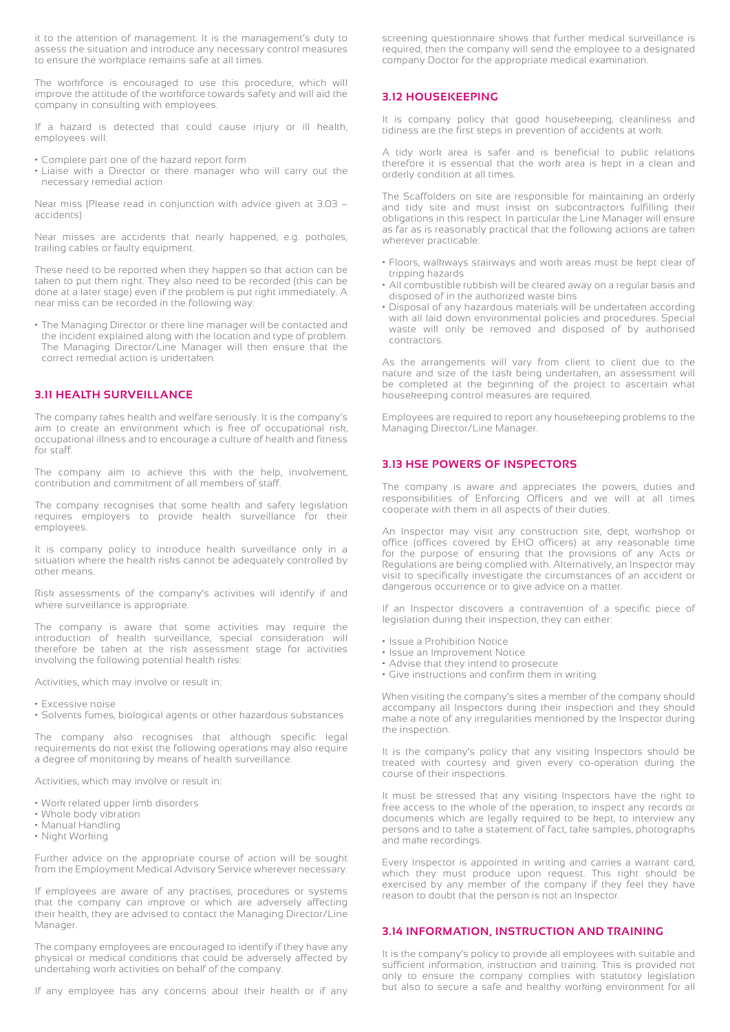it to the attention of management. It is the management's duty to assess the situation and introduce any necessary control measures to ensure the workplace remains safe at all times.

The workforce is encouraged to use this procedure, which will improve the attitude of the workforce towards safety and will aid the company in consulting with employees.

If a hazard is detected that could cause injury or ill health, employees will:

- Complete part one of the hazard report form
- Liaise with a Director or there manager who will carry out the necessary remedial action

Near miss (Please read in conjunction with advice given at 3.03 – accidents)

Near misses are accidents that nearly happened, e.g. potholes, trailing cables or faulty equipment.

These need to be reported when they happen so that action can be taken to put them right. They also need to be recorded (this can be done at a later stage) even if the problem is put right immediately. A near miss can be recorded in the following way:

- The Managing Director or there line manager will be contacted and the incident explained along with the location and type of problem. The Managing Director/Line Manager will then ensure that the correct remedial action is undertaken.

## 3.11 HEALTH SURVEILLANCE

The company takes health and welfare seriously. It is the company's aim to create an environment which is free of occupational risk, occupational illness and to encourage a culture of health and fitness for staff.

The company aim to achieve this with the help, involvement, contribution and commitment of all members of staff.

The company recognises that some health and safety legislation requires employers to provide health surveillance for their employees.

It is company policy to introduce health surveillance only in a situation where the health risks cannot be adequately controlled by other means.

Risk assessments of the company's activities will identify if and where surveillance is appropriate.

The company is aware that some activities may require the introduction of health surveillance, special consideration will therefore be taken at the risk assessment stage for activities involving the following potential health risks:

Activities, which may involve or result in:

- Excessive noise
- Solvents fumes, biological agents or other hazardous substances

The company also recognises that although specific legal requirements do not exist the following operations may also require a degree of monitoring by means of health surveillance.

Activities, which may involve or result in:

- Work related upper limb disorders
- Whole body vibration
- Manual Handling
- Night Working

Further advice on the appropriate course of action will be sought from the Employment Medical Advisory Service wherever necessary.

If employees are aware of any practises, procedures or systems that the company can improve or which are adversely affecting their health, they are advised to contact the Managing Director/Line Manager.

The company employees are encouraged to identify if they have any physical or medical conditions that could be adversely affected by undertaking work activities on behalf of the company.

If any employee has any concerns about their health or if any screening questionnaire shows that further medical surveillance is required, then the company will send the employee to a designated company Doctor for the appropriate medical examination.

## 3.12 HOUSEKEEPING

It is company policy that good housekeeping, cleanliness and tidiness are the first steps in prevention of accidents at work.

A tidy work area is safer and is beneficial to public relations therefore it is essential that the work area is kept in a clean and orderly condition at all times.

The Scaffolders on site are responsible for maintaining an orderly and tidy site and must insist on subcontractors fulfilling their obligations in this respect. In particular the Line Manager will ensure as far as is reasonably practical that the following actions are taken wherever practicable:

- Floors, walkways stairways and work areas must be kept clear of tripping hazards
- All combustible rubbish will be cleared away on a regular basis and disposed of in the authorized waste bins
- Disposal of any hazardous materials will be undertaken according with all laid down environmental policies and procedures. Special waste will only be removed and disposed of by authorised contractors.

As the arrangements will vary from client to client due to the nature and size of the task being undertaken, an assessment will be completed at the beginning of the project to ascertain what housekeeping control measures are required.

Employees are required to report any housekeeping problems to the Managing Director/Line Manager.

## 3.13 HSE POWERS OF INSPECTORS

The company is aware and appreciates the powers, duties and responsibilities of Enforcing Officers and we will at all times cooperate with them in all aspects of their duties.

An Inspector may visit any construction site, dept, workshop or office (offices covered by EHO officers) at any reasonable time for the purpose of ensuring that the provisions of any Acts or Regulations are being complied with. Alternatively, an Inspector may visit to specifically investigate the circumstances of an accident or dangerous occurrence or to give advice on a matter.

If an Inspector discovers a contravention of a specific piece of legislation during their inspection, they can either:

- Issue a Prohibition Notice
- Issue an Improvement Notice
- Advise that they intend to prosecute
- Give instructions and confirm them in writing

When visiting the company's sites a member of the company should accompany all Inspectors during their inspection and they should make a note of any irregularities mentioned by the Inspector during the inspection.

It is the company's policy that any visiting Inspectors should be treated with courtesy and given every co-operation during the course of their inspections.

It must be stressed that any visiting Inspectors have the right to free access to the whole of the operation, to inspect any records or documents which are legally required to be kept, to interview any persons and to take a statement of fact, take samples, photographs and make recordings.

Every Inspector is appointed in writing and carries a warrant card, which they must produce upon request. This right should be exercised by any member of the company if they feel they have reason to doubt that the person is not an Inspector.

## 3.14 INFORMATION, INSTRUCTION AND TRAINING

It is the company's policy to provide all employees with suitable and sufficient information, instruction and training. This is provided not only to ensure the company complies with statutory legislation but also to secure a safe and healthy working environment for all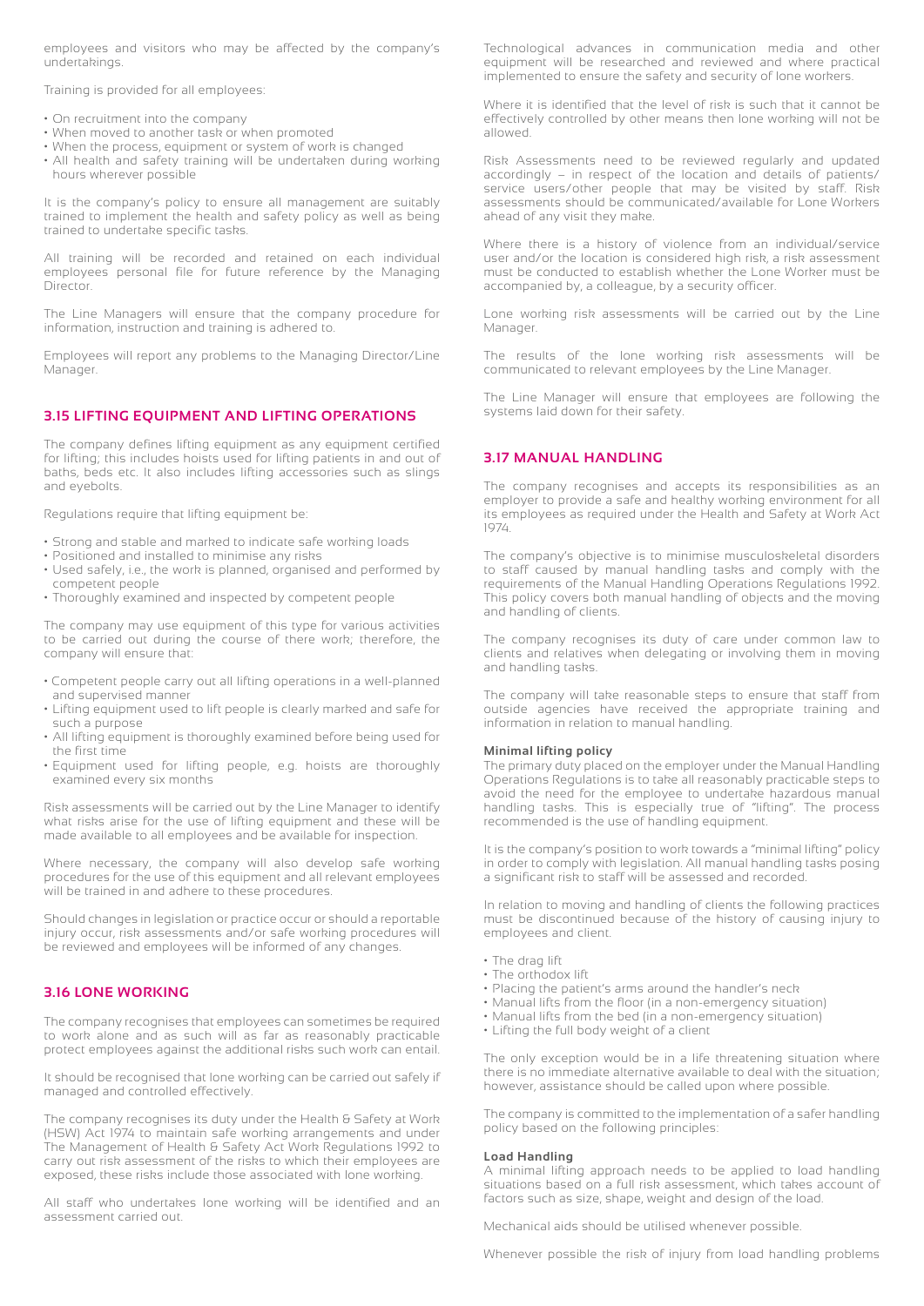employees and visitors who may be affected by the company's undertakings.

Training is provided for all employees:

- On recruitment into the company
- When moved to another task or when promoted
- When the process, equipment or system of work is changed
- All health and safety training will be undertaken during working hours wherever possible

It is the company's policy to ensure all management are suitably trained to implement the health and safety policy as well as being trained to undertake specific tasks.

All training will be recorded and retained on each individual employees personal file for future reference by the Managing Director.

The Line Managers will ensure that the company procedure for information, instruction and training is adhered to.

Employees will report any problems to the Managing Director/Line Manager.

## 3.15 LIFTING EQUIPMENT AND LIFTING OPERATIONS

The company defines lifting equipment as any equipment certified for lifting; this includes hoists used for lifting patients in and out of baths, beds etc. It also includes lifting accessories such as slings and eyebolts.

Regulations require that lifting equipment be:

- Strong and stable and marked to indicate safe working loads
- Positioned and installed to minimise any risks
- Used safely, i.e., the work is planned, organised and performed by competent people
- Thoroughly examined and inspected by competent people

The company may use equipment of this type for various activities to be carried out during the course of there work; therefore, the company will ensure that:

- Competent people carry out all lifting operations in a well-planned and supervised manner
- Lifting equipment used to lift people is clearly marked and safe for such a purpose
- All lifting equipment is thoroughly examined before being used for the first time
- Equipment used for lifting people, e.g. hoists are thoroughly examined every six months

Risk assessments will be carried out by the Line Manager to identify what risks arise for the use of lifting equipment and these will be made available to all employees and be available for inspection.

Where necessary, the company will also develop safe working procedures for the use of this equipment and all relevant employees will be trained in and adhere to these procedures.

Should changes in legislation or practice occur or should a reportable injury occur, risk assessments and/or safe working procedures will be reviewed and employees will be informed of any changes.

## 3.16 LONE WORKING

The company recognises that employees can sometimes be required to work alone and as such will as far as reasonably practicable protect employees against the additional risks such work can entail.

It should be recognised that lone working can be carried out safely if managed and controlled effectively.

The company recognises its duty under the Health & Safety at Work (HSW) Act 1974 to maintain safe working arrangements and under The Management of Health & Safety Act Work Regulations 1992 to carry out risk assessment of the risks to which their employees are exposed, these risks include those associated with lone working.

All staff who undertakes lone working will be identified and an assessment carried out.

Technological advances in communication media and other equipment will be researched and reviewed and where practical implemented to ensure the safety and security of lone workers.

Where it is identified that the level of risk is such that it cannot be effectively controlled by other means then lone working will not be allowed.

Risk Assessments need to be reviewed regularly and updated accordingly – in respect of the location and details of patients/service users/other people that may be visited by staff. Risk assessments should be communicated/available for Lone Workers ahead of any visit they make.

Where there is a history of violence from an individual/service user and/or the location is considered high risk, a risk assessment must be conducted to establish whether the Lone Worker must be accompanied by, a colleague, by a security officer.

Lone working risk assessments will be carried out by the Line Manager.

The results of the lone working risk assessments will be communicated to relevant employees by the Line Manager.

The Line Manager will ensure that employees are following the systems laid down for their safety.

## 3.17 MANUAL HANDLING

The company recognises and accepts its responsibilities as an employer to provide a safe and healthy working environment for all its employees as required under the Health and Safety at Work Act 1974.

The company's objective is to minimise musculoskeletal disorders to staff caused by manual handling tasks and comply with the requirements of the Manual Handling Operations Regulations 1992. This policy covers both manual handling of objects and the moving and handling of clients.

The company recognises its duty of care under common law to clients and relatives when delegating or involving them in moving and handling tasks.

The company will take reasonable steps to ensure that staff from outside agencies have received the appropriate training and information in relation to manual handling.

**Minimal lifting policy**

The primary duty placed on the employer under the Manual Handling Operations Regulations is to take all reasonably practicable steps to avoid the need for the employee to undertake hazardous manual handling tasks. This is especially true of "lifting". The process recommended is the use of handling equipment.

It is the company's position to work towards a "minimal lifting" policy in order to comply with legislation. All manual handling tasks posing a significant risk to staff will be assessed and recorded.

In relation to moving and handling of clients the following practices must be discontinued because of the history of causing injury to employees and client.

- The drag lift
- The orthodox lift
- Placing the patient's arms around the handler's neck
- Manual lifts from the floor (in a non-emergency situation)
- Manual lifts from the bed (in a non-emergency situation)
- Lifting the full body weight of a client

The only exception would be in a life threatening situation where there is no immediate alternative available to deal with the situation; however, assistance should be called upon where possible.

The company is committed to the implementation of a safer handling policy based on the following principles:

**Load Handling**

A minimal lifting approach needs to be applied to load handling situations based on a full risk assessment, which takes account of factors such as size, shape, weight and design of the load.

Mechanical aids should be utilised whenever possible.

Whenever possible the risk of injury from load handling problems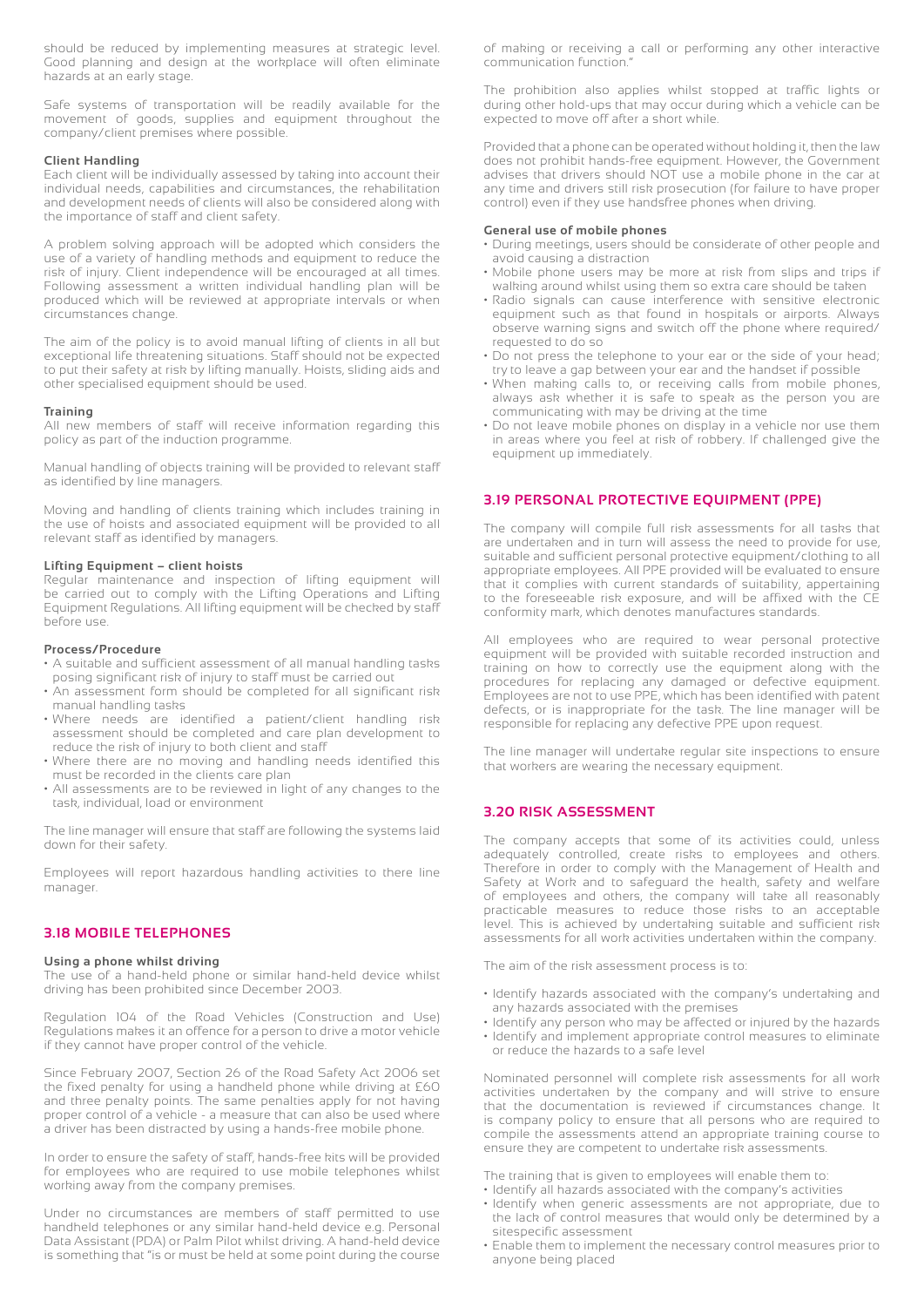should be reduced by implementing measures at strategic level. Good planning and design at the workplace will often eliminate hazards at an early stage.

Safe systems of transportation will be readily available for the movement of goods, supplies and equipment throughout the company/client premises where possible.

**Client Handling**

Each client will be individually assessed by taking into account their individual needs, capabilities and circumstances, the rehabilitation and development needs of clients will also be considered along with the importance of staff and client safety.

A problem solving approach will be adopted which considers the use of a variety of handling methods and equipment to reduce the risk of injury. Client independence will be encouraged at all times. Following assessment a written individual handling plan will be produced which will be reviewed at appropriate intervals or when circumstances change.

The aim of the policy is to avoid manual lifting of clients in all but exceptional life threatening situations. Staff should not be expected to put their safety at risk by lifting manually. Hoists, sliding aids and other specialised equipment should be used.

**Training**

All new members of staff will receive information regarding this policy as part of the induction programme.

Manual handling of objects training will be provided to relevant staff as identified by line managers.

Moving and handling of clients training which includes training in the use of hoists and associated equipment will be provided to all relevant staff as identified by managers.

**Lifting Equipment – client hoists**

Regular maintenance and inspection of lifting equipment will be carried out to comply with the Lifting Operations and Lifting Equipment Regulations. All lifting equipment will be checked by staff before use.

**Process/Procedure**

- A suitable and sufficient assessment of all manual handling tasks posing significant risk of injury to staff must be carried out
- An assessment form should be completed for all significant risk manual handling tasks
- Where needs are identified a patient/client handling risk assessment should be completed and care plan development to reduce the risk of injury to both client and staff
- Where there are no moving and handling needs identified this must be recorded in the clients care plan
- All assessments are to be reviewed in light of any changes to the task, individual, load or environment

The line manager will ensure that staff are following the systems laid down for their safety.

Employees will report hazardous handling activities to there line manager.

## 3.18 MOBILE TELEPHONES

**Using a phone whilst driving**

The use of a hand-held phone or similar hand-held device whilst driving has been prohibited since December 2003.

Regulation 104 of the Road Vehicles (Construction and Use) Regulations makes it an offence for a person to drive a motor vehicle if they cannot have proper control of the vehicle.

Since February 2007, Section 26 of the Road Safety Act 2006 set the fixed penalty for using a handheld phone while driving at £60 and three penalty points. The same penalties apply for not having proper control of a vehicle - a measure that can also be used where a driver has been distracted by using a hands-free mobile phone.

In order to ensure the safety of staff, hands-free kits will be provided for employees who are required to use mobile telephones whilst working away from the company premises.

Under no circumstances are members of staff permitted to use handheld telephones or any similar hand-held device e.g. Personal Data Assistant (PDA) or Palm Pilot whilst driving. A hand-held device is something that "is or must be held at some point during the course of making or receiving a call or performing any other interactive communication function."

The prohibition also applies whilst stopped at traffic lights or during other hold-ups that may occur during which a vehicle can be expected to move off after a short while.

Provided that a phone can be operated without holding it, then the law does not prohibit hands-free equipment. However, the Government advises that drivers should NOT use a mobile phone in the car at any time and drivers still risk prosecution (for failure to have proper control) even if they use handsfree phones when driving.

**General use of mobile phones**

- During meetings, users should be considerate of other people and avoid causing a distraction
- Mobile phone users may be more at risk from slips and trips if walking around whilst using them so extra care should be taken
- Radio signals can cause interference with sensitive electronic equipment such as that found in hospitals or airports. Always observe warning signs and switch off the phone where required/requested to do so
- Do not press the telephone to your ear or the side of your head; try to leave a gap between your ear and the handset if possible
- When making calls to, or receiving calls from mobile phones, always ask whether it is safe to speak as the person you are communicating with may be driving at the time
- Do not leave mobile phones on display in a vehicle nor use them in areas where you feel at risk of robbery. If challenged give the equipment up immediately.

## 3.19 PERSONAL PROTECTIVE EQUIPMENT (PPE)

The company will compile full risk assessments for all tasks that are undertaken and in turn will assess the need to provide for use, suitable and sufficient personal protective equipment/clothing to all appropriate employees. All PPE provided will be evaluated to ensure that it complies with current standards of suitability, appertaining to the foreseeable risk exposure, and will be affixed with the CE conformity mark, which denotes manufactures standards.

All employees who are required to wear personal protective equipment will be provided with suitable recorded instruction and training on how to correctly use the equipment along with the procedures for replacing any damaged or defective equipment. Employees are not to use PPE, which has been identified with patent defects, or is inappropriate for the task. The line manager will be responsible for replacing any defective PPE upon request.

The line manager will undertake regular site inspections to ensure that workers are wearing the necessary equipment.

## 3.20 RISK ASSESSMENT

The company accepts that some of its activities could, unless adequately controlled, create risks to employees and others. Therefore in order to comply with the Management of Health and Safety at Work and to safeguard the health, safety and welfare of employees and others, the company will take all reasonably practicable measures to reduce those risks to an acceptable level. This is achieved by undertaking suitable and sufficient risk assessments for all work activities undertaken within the company.

The aim of the risk assessment process is to:

- Identify hazards associated with the company's undertaking and any hazards associated with the premises
- Identify any person who may be affected or injured by the hazards
- Identify and implement appropriate control measures to eliminate or reduce the hazards to a safe level

Nominated personnel will complete risk assessments for all work activities undertaken by the company and will strive to ensure that the documentation is reviewed if circumstances change. It is company policy to ensure that all persons who are required to compile the assessments attend an appropriate training course to ensure they are competent to undertake risk assessments.

The training that is given to employees will enable them to:

- Identify all hazards associated with the company's activities
- Identify when generic assessments are not appropriate, due to the lack of control measures that would only be determined by a sitespecific assessment
- Enable them to implement the necessary control measures prior to anyone being placed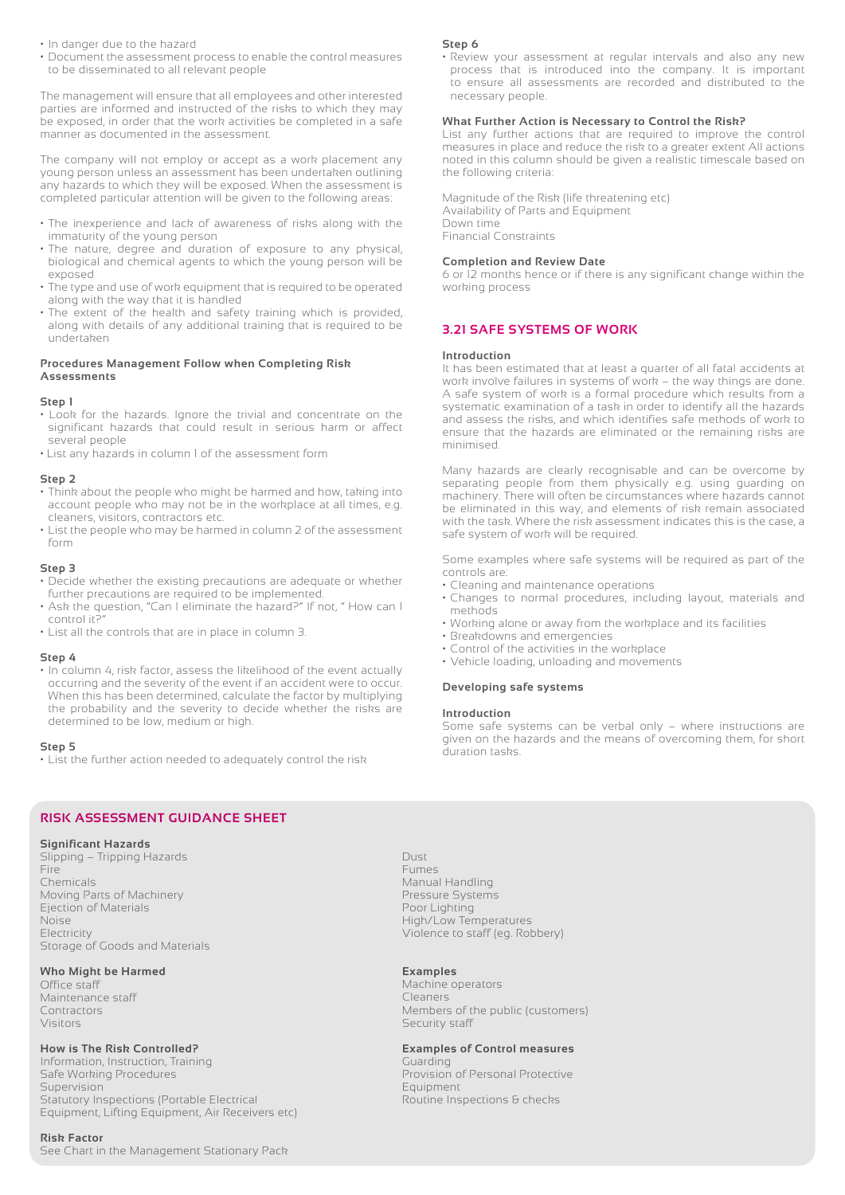- In danger due to the hazard
- Document the assessment process to enable the control measures to be disseminated to all relevant people

The management will ensure that all employees and other interested parties are informed and instructed of the risks to which they may be exposed, in order that the work activities be completed in a safe manner as documented in the assessment.

The company will not employ or accept as a work placement any young person unless an assessment has been undertaken outlining any hazards to which they will be exposed. When the assessment is completed particular attention will be given to the following areas:

- The inexperience and lack of awareness of risks along with the immaturity of the young person
- The nature, degree and duration of exposure to any physical, biological and chemical agents to which the young person will be exposed
- The type and use of work equipment that is required to be operated along with the way that it is handled
- The extent of the health and safety training which is provided, along with details of any additional training that is required to be undertaken

**Procedures Management Follow when Completing Risk Assessments**

**Step 1**

- Look for the hazards. Ignore the trivial and concentrate on the significant hazards that could result in serious harm or affect several people
- List any hazards in column 1 of the assessment form

**Step 2**

- Think about the people who might be harmed and how, taking into account people who may not be in the workplace at all times, e.g. cleaners, visitors, contractors etc.
- List the people who may be harmed in column 2 of the assessment form

**Step 3**

- Decide whether the existing precautions are adequate or whether further precautions are required to be implemented.
- Ask the question, "Can I eliminate the hazard?" If not, " How can I control it?"
- List all the controls that are in place in column 3.

**Step 4**

- In column 4, risk factor, assess the likelihood of the event actually occurring and the severity of the event if an accident were to occur. When this has been determined, calculate the factor by multiplying the probability and the severity to decide whether the risks are determined to be low, medium or high.

**Step 5**

- List the further action needed to adequately control the risk

**Step 6**

- Review your assessment at regular intervals and also any new process that is introduced into the company. It is important to ensure all assessments are recorded and distributed to the necessary people.

**What Further Action is Necessary to Control the Risk?**

List any further actions that are required to improve the control measures in place and reduce the risk to a greater extent All actions noted in this column should be given a realistic timescale based on the following criteria:

Magnitude of the Risk (life threatening etc)
Availability of Parts and Equipment
Down time
Financial Constraints

**Completion and Review Date**

6 or 12 months hence or if there is any significant change within the working process

## 3.21 SAFE SYSTEMS OF WORK

**Introduction**

It has been estimated that at least a quarter of all fatal accidents at work involve failures in systems of work – the way things are done. A safe system of work is a formal procedure which results from a systematic examination of a task in order to identify all the hazards and assess the risks, and which identifies safe methods of work to ensure that the hazards are eliminated or the remaining risks are minimised.

Many hazards are clearly recognisable and can be overcome by separating people from them physically e.g. using guarding on machinery. There will often be circumstances where hazards cannot be eliminated in this way, and elements of risk remain associated with the task. Where the risk assessment indicates this is the case, a safe system of work will be required.

Some examples where safe systems will be required as part of the controls are:

- Cleaning and maintenance operations
- Changes to normal procedures, including layout, materials and methods
- Working alone or away from the workplace and its facilities
- Breakdowns and emergencies
- Control of the activities in the workplace
- Vehicle loading, unloading and movements

**Developing safe systems**

**Introduction**

Some safe systems can be verbal only – where instructions are given on the hazards and the means of overcoming them, for short duration tasks.

## RISK ASSESSMENT GUIDANCE SHEET

**Significant Hazards**

Slipping – Tripping Hazards
Fire
Chemicals
Moving Parts of Machinery
Ejection of Materials
Noise
Electricity
Storage of Goods and Materials
Dust
Fumes
Manual Handling
Pressure Systems
Poor Lighting
High/Low Temperatures
Violence to staff (eg. Robbery)

**Who Might be Harmed**

Office staff
Maintenance staff
Contractors
Visitors

**Examples**

Machine operators
Cleaners
Members of the public (customers)
Security staff

**How is The Risk Controlled?**

Information, Instruction, Training
Safe Working Procedures
Supervision
Statutory Inspections (Portable Electrical Equipment, Lifting Equipment, Air Receivers etc)

**Examples of Control measures**

Guarding
Provision of Personal Protective Equipment
Routine Inspections & checks

**Risk Factor**

See Chart in the Management Stationary Pack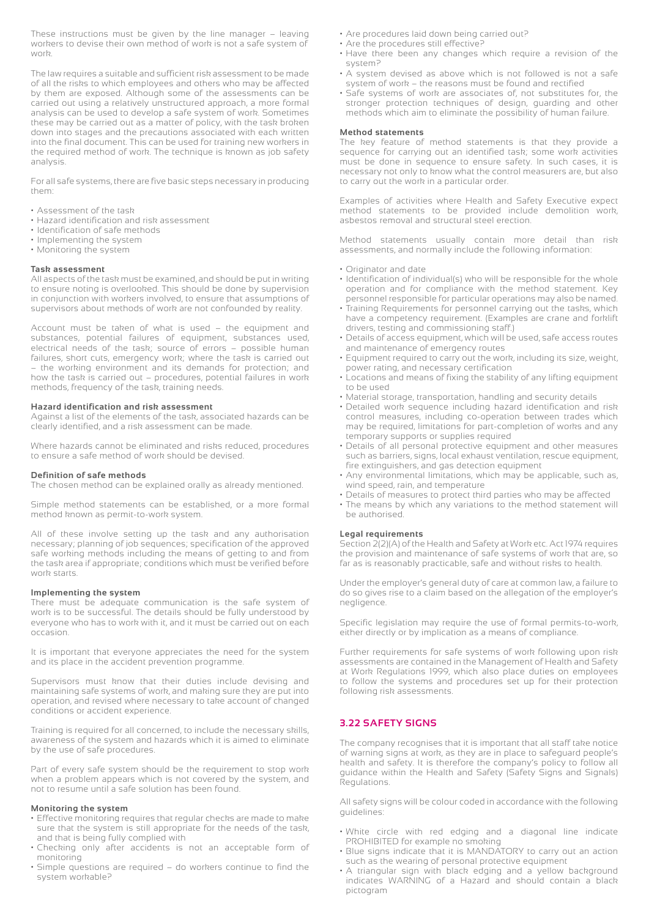These instructions must be given by the line manager – leaving workers to devise their own method of work is not a safe system of work.

The law requires a suitable and sufficient risk assessment to be made of all the risks to which employees and others who may be affected by them are exposed. Although some of the assessments can be carried out using a relatively unstructured approach, a more formal analysis can be used to develop a safe system of work. Sometimes these may be carried out as a matter of policy, with the task broken down into stages and the precautions associated with each written into the final document. This can be used for training new workers in the required method of work. The technique is known as job safety analysis.

For all safe systems, there are five basic steps necessary in producing them:

- Assessment of the task
- Hazard identification and risk assessment
- Identification of safe methods
- Implementing the system
- Monitoring the system

**Task assessment**

All aspects of the task must be examined, and should be put in writing to ensure noting is overlooked. This should be done by supervision in conjunction with workers involved, to ensure that assumptions of supervisors about methods of work are not confounded by reality.

Account must be taken of what is used – the equipment and substances, potential failures of equipment, substances used, electrical needs of the task; source of errors – possible human failures, short cuts, emergency work; where the task is carried out – the working environment and its demands for protection; and how the task is carried out – procedures, potential failures in work methods, frequency of the task, training needs.

**Hazard identification and risk assessment**

Against a list of the elements of the task, associated hazards can be clearly identified, and a risk assessment can be made.

Where hazards cannot be eliminated and risks reduced, procedures to ensure a safe method of work should be devised.

**Definition of safe methods**

The chosen method can be explained orally as already mentioned.

Simple method statements can be established, or a more formal method known as permit-to-work system.

All of these involve setting up the task and any authorisation necessary; planning of job sequences; specification of the approved safe working methods including the means of getting to and from the task area if appropriate; conditions which must be verified before work starts.

**Implementing the system**

There must be adequate communication is the safe system of work is to be successful. The details should be fully understood by everyone who has to work with it, and it must be carried out on each occasion.

It is important that everyone appreciates the need for the system and its place in the accident prevention programme.

Supervisors must know that their duties include devising and maintaining safe systems of work, and making sure they are put into operation, and revised where necessary to take account of changed conditions or accident experience.

Training is required for all concerned, to include the necessary skills, awareness of the system and hazards which it is aimed to eliminate by the use of safe procedures.

Part of every safe system should be the requirement to stop work when a problem appears which is not covered by the system, and not to resume until a safe solution has been found.

**Monitoring the system**

- Effective monitoring requires that regular checks are made to make sure that the system is still appropriate for the needs of the task, and that is being fully complied with
- Checking only after accidents is not an acceptable form of monitoring
- Simple questions are required – do workers continue to find the system workable?
- Are procedures laid down being carried out?
- Are the procedures still effective?
- Have there been any changes which require a revision of the system?
- A system devised as above which is not followed is not a safe system of work – the reasons must be found and rectified
- Safe systems of work are associates of, not substitutes for, the stronger protection techniques of design, guarding and other methods which aim to eliminate the possibility of human failure.

**Method statements**

The key feature of method statements is that they provide a sequence for carrying out an identified task; some work activities must be done in sequence to ensure safety. In such cases, it is necessary not only to know what the control measurers are, but also to carry out the work in a particular order.

Examples of activities where Health and Safety Executive expect method statements to be provided include demolition work, asbestos removal and structural steel erection.

Method statements usually contain more detail than risk assessments, and normally include the following information:

- Originator and date
- Identification of individual(s) who will be responsible for the whole operation and for compliance with the method statement. Key personnel responsible for particular operations may also be named.
- Training Requirements for personnel carrying out the tasks, which have a competency requirement. (Examples are crane and forklift drivers, testing and commissioning staff.)
- Details of access equipment, which will be used, safe access routes and maintenance of emergency routes
- Equipment required to carry out the work, including its size, weight, power rating, and necessary certification
- Locations and means of fixing the stability of any lifting equipment to be used
- Material storage, transportation, handling and security details
- Detailed work sequence including hazard identification and risk control measures, including co-operation between trades which may be required, limitations for part-completion of works and any temporary supports or supplies required
- Details of all personal protective equipment and other measures such as barriers, signs, local exhaust ventilation, rescue equipment, fire extinguishers, and gas detection equipment
- Any environmental limitations, which may be applicable, such as, wind speed, rain, and temperature
- Details of measures to protect third parties who may be affected
- The means by which any variations to the method statement will be authorised.

**Legal requirements**

Section 2(2)(A) of the Health and Safety at Work etc. Act 1974 requires the provision and maintenance of safe systems of work that are, so far as is reasonably practicable, safe and without risks to health.

Under the employer's general duty of care at common law, a failure to do so gives rise to a claim based on the allegation of the employer's negligence.

Specific legislation may require the use of formal permits-to-work, either directly or by implication as a means of compliance.

Further requirements for safe systems of work following upon risk assessments are contained in the Management of Health and Safety at Work Regulations 1999, which also place duties on employees to follow the systems and procedures set up for their protection following risk assessments.

## 3.22 SAFETY SIGNS

The company recognises that it is important that all staff take notice of warning signs at work, as they are in place to safeguard people's health and safety. It is therefore the company's policy to follow all guidance within the Health and Safety (Safety Signs and Signals) Regulations.

All safety signs will be colour coded in accordance with the following guidelines:

- White circle with red edging and a diagonal line indicate PROHIBITED for example no smoking
- Blue signs indicate that it is MANDATORY to carry out an action such as the wearing of personal protective equipment
- A triangular sign with black edging and a yellow background indicates WARNING of a Hazard and should contain a black pictogram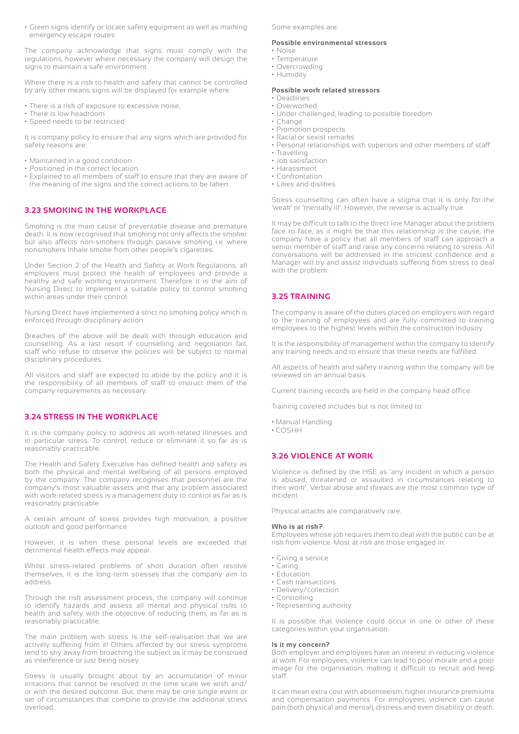- Green signs identify or locate safety equipment as well as marking emergency escape routes

The company acknowledge that signs must comply with the regulations, however where necessary the company will design the signs to maintain a safe environment.

Where there is a risk to health and safety that cannot be controlled by any other means signs will be displayed for example where:

- There is a risk of exposure to excessive noise,
- There is low headroom
- Speed needs to be restricted

It is company policy to ensure that any signs which are provided for safety reasons are:

- Maintained in a good condition
- Positioned in the correct location
- Explained to all members of staff to ensure that they are aware of the meaning of the signs and the correct actions to be taken.

### 3.23 SMOKING IN THE WORKPLACE

Smoking is the main cause of preventable disease and premature death. It is now recognised that smoking not only affects the smoker but also affects non-smokers through passive smoking i.e. where nonsmokers inhale smoke from other people's cigarettes.

Under Section 2 of the Health and Safety at Work Regulations, all employers must protect the health of employees and provide a healthy and safe working environment. Therefore it is the aim of Nursing Direct to implement a suitable policy to control smoking within areas under their control.

Nursing Direct have implemented a strict no smoking policy which is enforced through disciplinary action.

Breaches of the above will be dealt with through education and counselling. As a last resort if counselling and negotiation fail, staff who refuse to observe the policies will be subject to normal disciplinary procedures.

All visitors and staff are expected to abide by the policy and it is the responsibility of all members of staff to instruct them of the company requirements as necessary.

### 3.24 STRESS IN THE WORKPLACE

It is the company policy to address all work-related illnesses and in particular stress. To control, reduce or eliminate it so far as is reasonably practicable.

The Health and Safety Executive has defined health and safety as both the physical and mental wellbeing of all persons employed by the company. The company recognises that personnel are the company's most valuable assets and that any problem associated with work-related stress is a management duty to control as far as is reasonably practicable.

A certain amount of stress provides high motivation, a positive outlook and good performance.

However, it is when these personal levels are exceeded that detrimental health effects may appear.

Whilst stress-related problems of short duration often resolve themselves, it is the long-term stresses that the company aim to address.

Through the risk assessment process, the company will continue to identify hazards and assess all mental and physical risks to health and safety with the objective of reducing them, as far as is reasonably practicable.

The main problem with stress is the self-realisation that we are actively suffering from it! Others affected by our stress symptoms tend to shy away from broaching the subject as it may be construed as interference or just being nosey.

Stress is usually brought about by an accumulation of minor irritations that cannot be resolved in the time scale we wish and/or with the desired outcome. But, there may be one single event or set of circumstances that combine to provide the additional stress overload.

Some examples are:

**Possible environmental stressors**

- Noise
- Temperature
- Overcrowding
- Humidity

**Possible work related stressors**

- Deadlines
- Overworked
- Under challenged, leading to possible boredom
- Change
- Promotion prospects
- Racial or sexist remarks
- Personal relationships with superiors and other members of staff
- Travelling
- Job satisfaction
- Harassment
- Confrontation
- Likes and dislikes

Stress counselling can often have a stigma that it is only for the 'weak' or 'mentally ill'. However, the reverse is actually true.

It may be difficult to talk to the direct line Manager about the problem face to face, as it might be that this relationship is the cause, the company have a policy that all members of staff can approach a senior member of staff and raise any concerns relating to stress. All conversations will be addressed in the strictest confidence and a Manager will try and assist individuals suffering from stress to deal with the problem.

### 3.25 TRAINING

The company is aware of the duties placed on employers with regard to the training of employees and are fully committed to training employees to the highest levels within the construction industry.

It is the responsibility of management within the company to identify any training needs and to ensure that these needs are fulfilled.

All aspects of health and safety training within the company will be reviewed on an annual basis.

Current training records are held in the company head office.

Training covered includes but is not limited to:

- Manual Handling
- COSHH

### 3.26 VIOLENCE AT WORK

Violence is defined by the HSE as 'any incident in which a person is abused, threatened or assaulted in circumstances relating to their work'. Verbal abuse and threats are the most common type of incident.

Physical attacks are comparatively rare.

**Who is at risk?**
Employees whose job requires them to deal with the public can be at risk from violence. Most at risk are those engaged in:

- Giving a service
- Caring
- Education
- Cash transactions
- Delivery/collection
- Controlling
- Representing authority

It is possible that violence could occur in one or other of these categories within your organisation.

**Is it my concern?**
Both employer and employees have an interest in reducing violence at work. For employees, violence can lead to poor morale and a poor image for the organisation, making it difficult to recruit and keep staff.

It can mean extra cost with absenteeism, higher insurance premiums and compensation payments. For employees, violence can cause pain (both physical and mental), distress and even disability or death.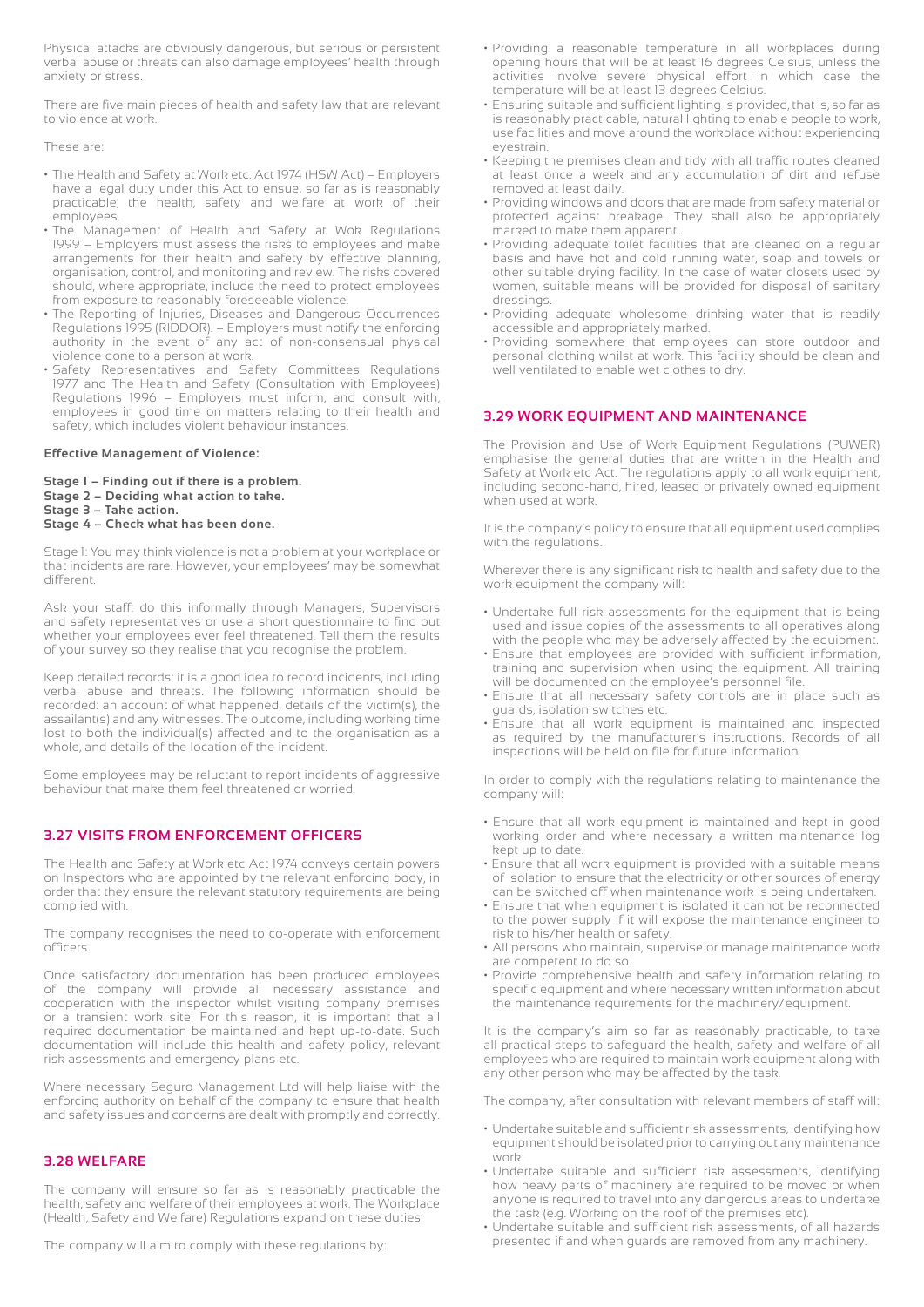Physical attacks are obviously dangerous, but serious or persistent verbal abuse or threats can also damage employees' health through anxiety or stress.

There are five main pieces of health and safety law that are relevant to violence at work.

These are:

- The Health and Safety at Work etc. Act 1974 (HSW Act) – Employers have a legal duty under this Act to ensue, so far as is reasonably practicable, the health, safety and welfare at work of their employees.
- The Management of Health and Safety at Wok Regulations 1999 – Employers must assess the risks to employees and make arrangements for their health and safety by effective planning, organisation, control, and monitoring and review. The risks covered should, where appropriate, include the need to protect employees from exposure to reasonably foreseeable violence.
- The Reporting of Injuries, Diseases and Dangerous Occurrences Regulations 1995 (RIDDOR). – Employers must notify the enforcing authority in the event of any act of non-consensual physical violence done to a person at work.
- Safety Representatives and Safety Committees Regulations 1977 and The Health and Safety (Consultation with Employees) Regulations 1996 – Employers must inform, and consult with, employees in good time on matters relating to their health and safety, which includes violent behaviour instances.

**Effective Management of Violence:**

**Stage 1 – Finding out if there is a problem.**
**Stage 2 – Deciding what action to take.**
**Stage 3 – Take action.**
**Stage 4 – Check what has been done.**

Stage 1: You may think violence is not a problem at your workplace or that incidents are rare. However, your employees' may be somewhat different.

Ask your staff: do this informally through Managers, Supervisors and safety representatives or use a short questionnaire to find out whether your employees ever feel threatened. Tell them the results of your survey so they realise that you recognise the problem.

Keep detailed records: it is a good idea to record incidents, including verbal abuse and threats. The following information should be recorded: an account of what happened, details of the victim(s), the assailant(s) and any witnesses. The outcome, including working time lost to both the individual(s) affected and to the organisation as a whole, and details of the location of the incident.

Some employees may be reluctant to report incidents of aggressive behaviour that make them feel threatened or worried.

## 3.27 VISITS FROM ENFORCEMENT OFFICERS

The Health and Safety at Work etc Act 1974 conveys certain powers on Inspectors who are appointed by the relevant enforcing body, in order that they ensure the relevant statutory requirements are being complied with.

The company recognises the need to co-operate with enforcement officers.

Once satisfactory documentation has been produced employees of the company will provide all necessary assistance and cooperation with the inspector whilst visiting company premises or a transient work site. For this reason, it is important that all required documentation be maintained and kept up-to-date. Such documentation will include this health and safety policy, relevant risk assessments and emergency plans etc.

Where necessary Seguro Management Ltd will help liaise with the enforcing authority on behalf of the company to ensure that health and safety issues and concerns are dealt with promptly and correctly.

## 3.28 WELFARE

The company will ensure so far as is reasonably practicable the health, safety and welfare of their employees at work. The Workplace (Health, Safety and Welfare) Regulations expand on these duties.

The company will aim to comply with these regulations by:

- Providing a reasonable temperature in all workplaces during opening hours that will be at least 16 degrees Celsius, unless the activities involve severe physical effort in which case the temperature will be at least 13 degrees Celsius.
- Ensuring suitable and sufficient lighting is provided, that is, so far as is reasonably practicable, natural lighting to enable people to work, use facilities and move around the workplace without experiencing eyestrain.
- Keeping the premises clean and tidy with all traffic routes cleaned at least once a week and any accumulation of dirt and refuse removed at least daily.
- Providing windows and doors that are made from safety material or protected against breakage. They shall also be appropriately marked to make them apparent.
- Providing adequate toilet facilities that are cleaned on a regular basis and have hot and cold running water, soap and towels or other suitable drying facility. In the case of water closets used by women, suitable means will be provided for disposal of sanitary dressings.
- Providing adequate wholesome drinking water that is readily accessible and appropriately marked.
- Providing somewhere that employees can store outdoor and personal clothing whilst at work. This facility should be clean and well ventilated to enable wet clothes to dry.

## 3.29 WORK EQUIPMENT AND MAINTENANCE

The Provision and Use of Work Equipment Regulations (PUWER) emphasise the general duties that are written in the Health and Safety at Work etc Act. The regulations apply to all work equipment, including second-hand, hired, leased or privately owned equipment when used at work.

It is the company's policy to ensure that all equipment used complies with the regulations.

Wherever there is any significant risk to health and safety due to the work equipment the company will:

- Undertake full risk assessments for the equipment that is being used and issue copies of the assessments to all operatives along with the people who may be adversely affected by the equipment.
- Ensure that employees are provided with sufficient information, training and supervision when using the equipment. All training will be documented on the employee's personnel file.
- Ensure that all necessary safety controls are in place such as guards, isolation switches etc.
- Ensure that all work equipment is maintained and inspected as required by the manufacturer's instructions. Records of all inspections will be held on file for future information.

In order to comply with the regulations relating to maintenance the company will:

- Ensure that all work equipment is maintained and kept in good working order and where necessary a written maintenance log kept up to date.
- Ensure that all work equipment is provided with a suitable means of isolation to ensure that the electricity or other sources of energy can be switched off when maintenance work is being undertaken.
- Ensure that when equipment is isolated it cannot be reconnected to the power supply if it will expose the maintenance engineer to risk to his/her health or safety.
- All persons who maintain, supervise or manage maintenance work are competent to do so.
- Provide comprehensive health and safety information relating to specific equipment and where necessary written information about the maintenance requirements for the machinery/equipment.

It is the company's aim so far as reasonably practicable, to take all practical steps to safeguard the health, safety and welfare of all employees who are required to maintain work equipment along with any other person who may be affected by the task.

The company, after consultation with relevant members of staff will:

- Undertake suitable and sufficient risk assessments, identifying how equipment should be isolated prior to carrying out any maintenance work.
- Undertake suitable and sufficient risk assessments, identifying how heavy parts of machinery are required to be moved or when anyone is required to travel into any dangerous areas to undertake the task (e.g. Working on the roof of the premises etc).
- Undertake suitable and sufficient risk assessments, of all hazards presented if and when guards are removed from any machinery.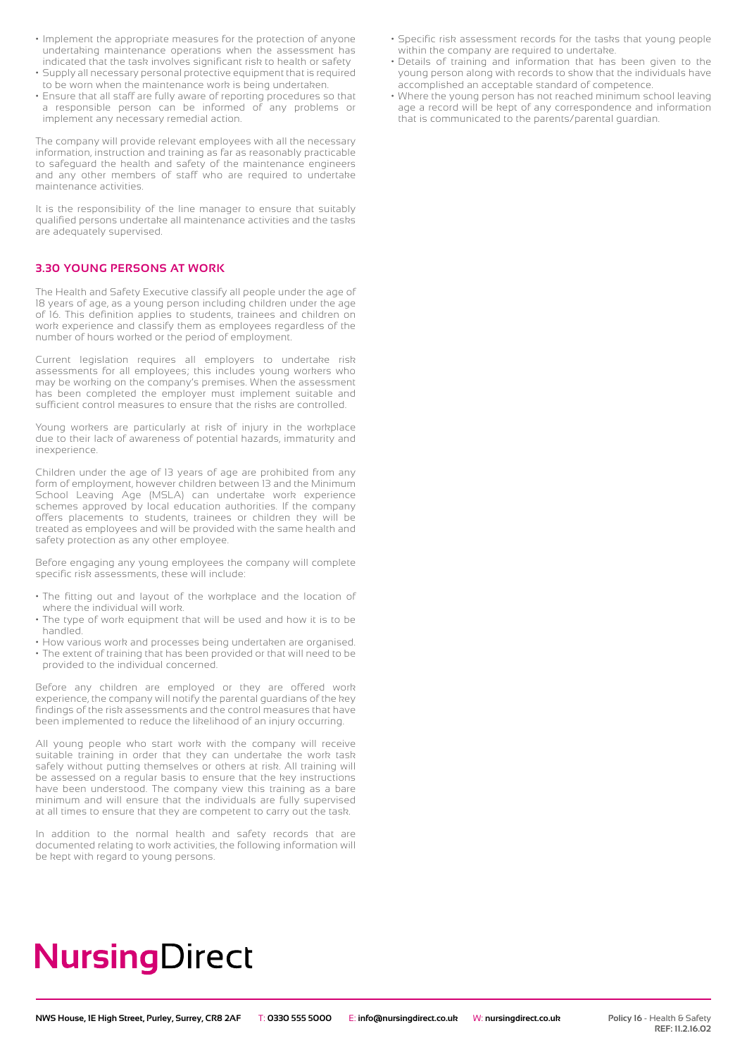- Implement the appropriate measures for the protection of anyone undertaking maintenance operations when the assessment has indicated that the task involves significant risk to health or safety
- Supply all necessary personal protective equipment that is required to be worn when the maintenance work is being undertaken.
- Ensure that all staff are fully aware of reporting procedures so that a responsible person can be informed of any problems or implement any necessary remedial action.

The company will provide relevant employees with all the necessary information, instruction and training as far as reasonably practicable to safeguard the health and safety of the maintenance engineers and any other members of staff who are required to undertake maintenance activities.

It is the responsibility of the line manager to ensure that suitably qualified persons undertake all maintenance activities and the tasks are adequately supervised.

### 3.30 YOUNG PERSONS AT WORK

The Health and Safety Executive classify all people under the age of 18 years of age, as a young person including children under the age of 16. This definition applies to students, trainees and children on work experience and classify them as employees regardless of the number of hours worked or the period of employment.

Current legislation requires all employers to undertake risk assessments for all employees; this includes young workers who may be working on the company's premises. When the assessment has been completed the employer must implement suitable and sufficient control measures to ensure that the risks are controlled.

Young workers are particularly at risk of injury in the workplace due to their lack of awareness of potential hazards, immaturity and inexperience.

Children under the age of 13 years of age are prohibited from any form of employment, however children between 13 and the Minimum School Leaving Age (MSLA) can undertake work experience schemes approved by local education authorities. If the company offers placements to students, trainees or children they will be treated as employees and will be provided with the same health and safety protection as any other employee.

Before engaging any young employees the company will complete specific risk assessments, these will include:

- The fitting out and layout of the workplace and the location of where the individual will work.
- The type of work equipment that will be used and how it is to be handled.
- How various work and processes being undertaken are organised.
- The extent of training that has been provided or that will need to be provided to the individual concerned.

Before any children are employed or they are offered work experience, the company will notify the parental guardians of the key findings of the risk assessments and the control measures that have been implemented to reduce the likelihood of an injury occurring.

All young people who start work with the company will receive suitable training in order that they can undertake the work task safely without putting themselves or others at risk. All training will be assessed on a regular basis to ensure that the key instructions have been understood. The company view this training as a bare minimum and will ensure that the individuals are fully supervised at all times to ensure that they are competent to carry out the task.

In addition to the normal health and safety records that are documented relating to work activities, the following information will be kept with regard to young persons.

- Specific risk assessment records for the tasks that young people within the company are required to undertake.
- Details of training and information that has been given to the young person along with records to show that the individuals have accomplished an acceptable standard of competence.
- Where the young person has not reached minimum school leaving age a record will be kept of any correspondence and information that is communicated to the parents/parental guardian.